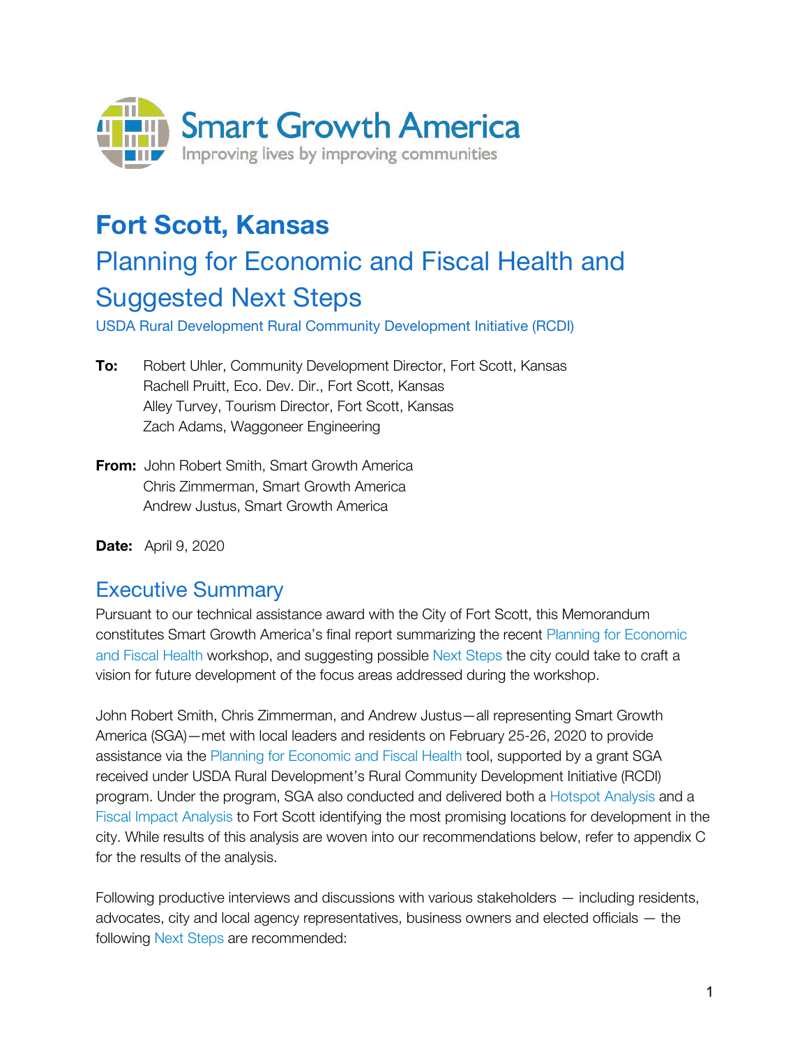Smart Growth America
Improving lives by improving communities

# Fort Scott, Kansas

## Planning for Economic and Fiscal Health and Suggested Next Steps

USDA Rural Development Rural Community Development Initiative (RCDI)

**To:** Robert Uhler, Community Development Director, Fort Scott, Kansas
Rachell Pruitt, Eco. Dev. Dir., Fort Scott, Kansas
Alley Turvey, Tourism Director, Fort Scott, Kansas
Zach Adams, Waggoneer Engineering

**From:** John Robert Smith, Smart Growth America
Chris Zimmerman, Smart Growth America
Andrew Justus, Smart Growth America

**Date:** April 9, 2020

## Executive Summary

Pursuant to our technical assistance award with the City of Fort Scott, this Memorandum constitutes Smart Growth America's final report summarizing the recent Planning for Economic and Fiscal Health workshop, and suggesting possible Next Steps the city could take to craft a vision for future development of the focus areas addressed during the workshop.

John Robert Smith, Chris Zimmerman, and Andrew Justus—all representing Smart Growth America (SGA)—met with local leaders and residents on February 25-26, 2020 to provide assistance via the Planning for Economic and Fiscal Health tool, supported by a grant SGA received under USDA Rural Development's Rural Community Development Initiative (RCDI) program. Under the program, SGA also conducted and delivered both a Hotspot Analysis and a Fiscal Impact Analysis to Fort Scott identifying the most promising locations for development in the city. While results of this analysis are woven into our recommendations below, refer to appendix C for the results of the analysis.

Following productive interviews and discussions with various stakeholders — including residents, advocates, city and local agency representatives, business owners and elected officials — the following Next Steps are recommended: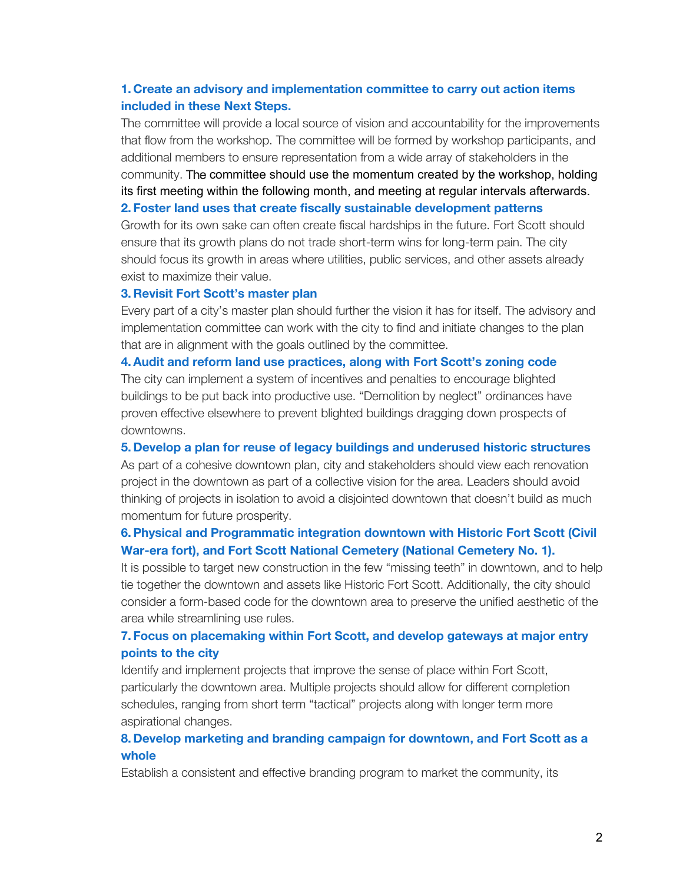**1. Create an advisory and implementation committee to carry out action items included in these Next Steps.**

The committee will provide a local source of vision and accountability for the improvements that flow from the workshop. The committee will be formed by workshop participants, and additional members to ensure representation from a wide array of stakeholders in the community. The committee should use the momentum created by the workshop, holding its first meeting within the following month, and meeting at regular intervals afterwards.

**2. Foster land uses that create fiscally sustainable development patterns**

Growth for its own sake can often create fiscal hardships in the future. Fort Scott should ensure that its growth plans do not trade short-term wins for long-term pain. The city should focus its growth in areas where utilities, public services, and other assets already exist to maximize their value.

**3. Revisit Fort Scott's master plan**

Every part of a city's master plan should further the vision it has for itself. The advisory and implementation committee can work with the city to find and initiate changes to the plan that are in alignment with the goals outlined by the committee.

**4. Audit and reform land use practices, along with Fort Scott's zoning code**

The city can implement a system of incentives and penalties to encourage blighted buildings to be put back into productive use. "Demolition by neglect" ordinances have proven effective elsewhere to prevent blighted buildings dragging down prospects of downtowns.

**5. Develop a plan for reuse of legacy buildings and underused historic structures**

As part of a cohesive downtown plan, city and stakeholders should view each renovation project in the downtown as part of a collective vision for the area. Leaders should avoid thinking of projects in isolation to avoid a disjointed downtown that doesn't build as much momentum for future prosperity.

**6. Physical and Programmatic integration downtown with Historic Fort Scott (Civil War-era fort), and Fort Scott National Cemetery (National Cemetery No. 1).**

It is possible to target new construction in the few "missing teeth" in downtown, and to help tie together the downtown and assets like Historic Fort Scott. Additionally, the city should consider a form-based code for the downtown area to preserve the unified aesthetic of the area while streamlining use rules.

**7. Focus on placemaking within Fort Scott, and develop gateways at major entry points to the city**

Identify and implement projects that improve the sense of place within Fort Scott, particularly the downtown area. Multiple projects should allow for different completion schedules, ranging from short term "tactical" projects along with longer term more aspirational changes.

**8. Develop marketing and branding campaign for downtown, and Fort Scott as a whole**

Establish a consistent and effective branding program to market the community, its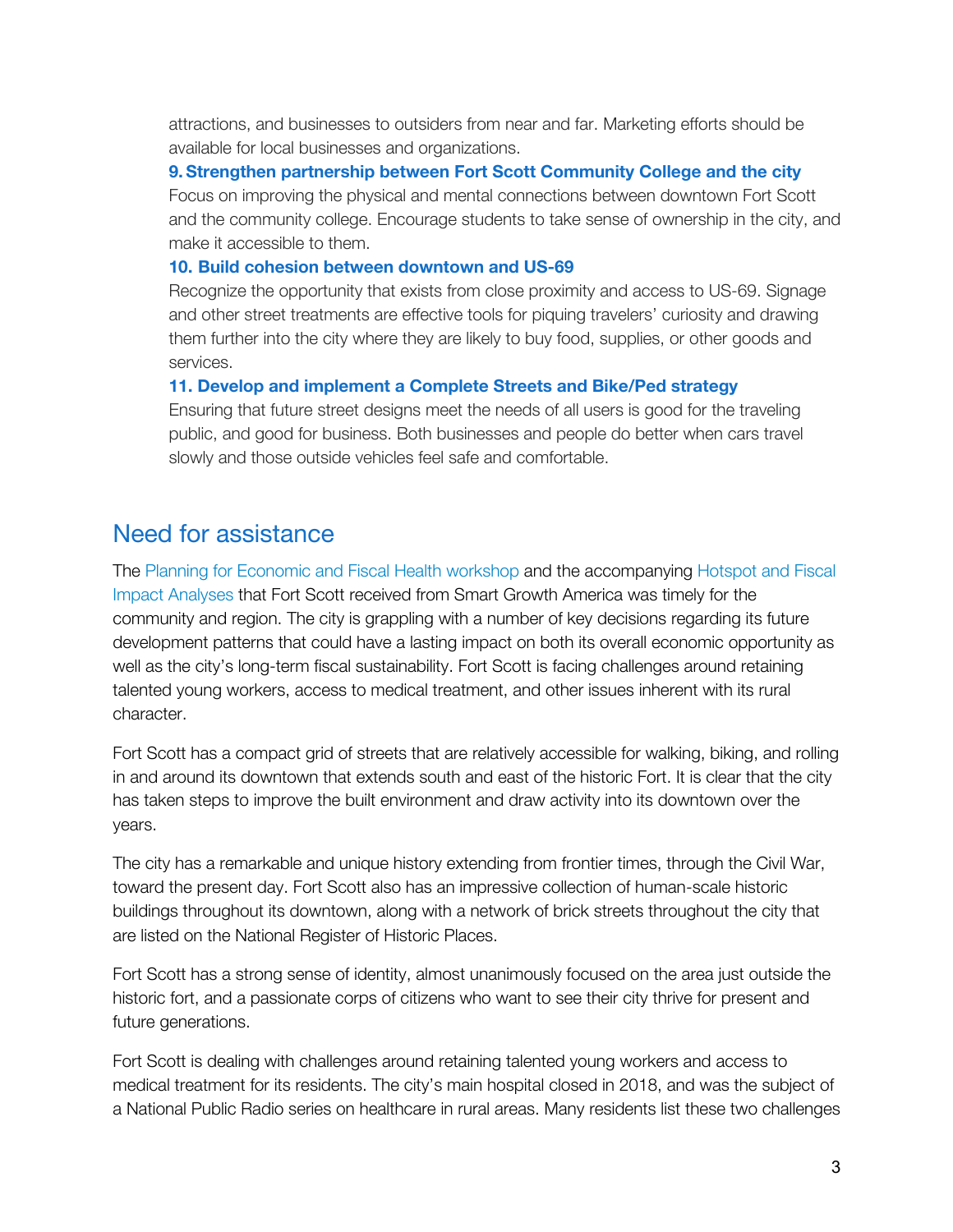attractions, and businesses to outsiders from near and far. Marketing efforts should be available for local businesses and organizations.

**9. Strengthen partnership between Fort Scott Community College and the city**
Focus on improving the physical and mental connections between downtown Fort Scott and the community college. Encourage students to take sense of ownership in the city, and make it accessible to them.

**10. Build cohesion between downtown and US-69**
Recognize the opportunity that exists from close proximity and access to US-69. Signage and other street treatments are effective tools for piquing travelers' curiosity and drawing them further into the city where they are likely to buy food, supplies, or other goods and services.

**11. Develop and implement a Complete Streets and Bike/Ped strategy**
Ensuring that future street designs meet the needs of all users is good for the traveling public, and good for business. Both businesses and people do better when cars travel slowly and those outside vehicles feel safe and comfortable.

## Need for assistance

The Planning for Economic and Fiscal Health workshop and the accompanying Hotspot and Fiscal Impact Analyses that Fort Scott received from Smart Growth America was timely for the community and region. The city is grappling with a number of key decisions regarding its future development patterns that could have a lasting impact on both its overall economic opportunity as well as the city's long-term fiscal sustainability. Fort Scott is facing challenges around retaining talented young workers, access to medical treatment, and other issues inherent with its rural character.

Fort Scott has a compact grid of streets that are relatively accessible for walking, biking, and rolling in and around its downtown that extends south and east of the historic Fort. It is clear that the city has taken steps to improve the built environment and draw activity into its downtown over the years.

The city has a remarkable and unique history extending from frontier times, through the Civil War, toward the present day. Fort Scott also has an impressive collection of human-scale historic buildings throughout its downtown, along with a network of brick streets throughout the city that are listed on the National Register of Historic Places.

Fort Scott has a strong sense of identity, almost unanimously focused on the area just outside the historic fort, and a passionate corps of citizens who want to see their city thrive for present and future generations.

Fort Scott is dealing with challenges around retaining talented young workers and access to medical treatment for its residents. The city's main hospital closed in 2018, and was the subject of a National Public Radio series on healthcare in rural areas. Many residents list these two challenges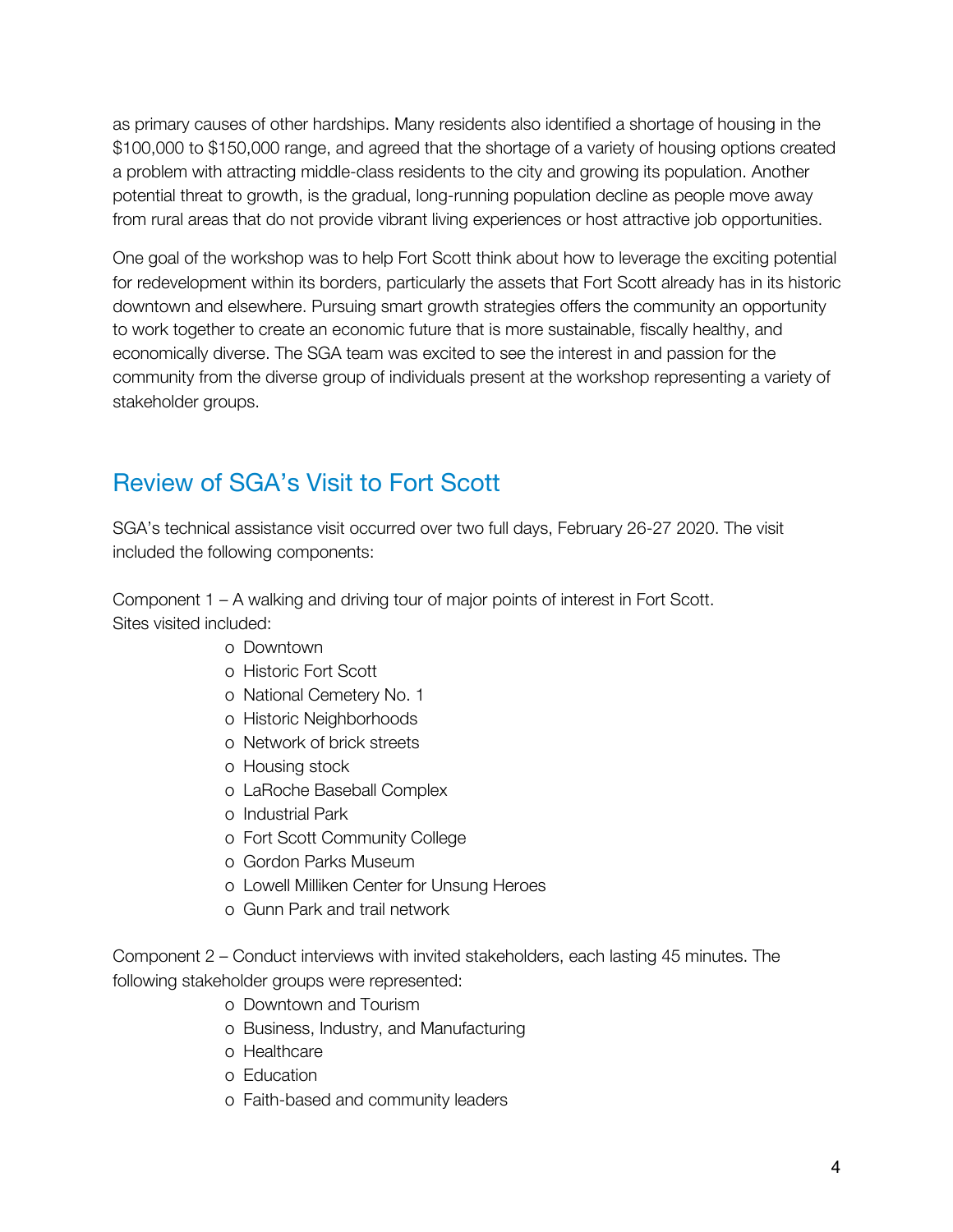as primary causes of other hardships. Many residents also identified a shortage of housing in the $100,000 to $150,000 range, and agreed that the shortage of a variety of housing options created a problem with attracting middle-class residents to the city and growing its population. Another potential threat to growth, is the gradual, long-running population decline as people move away from rural areas that do not provide vibrant living experiences or host attractive job opportunities.

One goal of the workshop was to help Fort Scott think about how to leverage the exciting potential for redevelopment within its borders, particularly the assets that Fort Scott already has in its historic downtown and elsewhere. Pursuing smart growth strategies offers the community an opportunity to work together to create an economic future that is more sustainable, fiscally healthy, and economically diverse. The SGA team was excited to see the interest in and passion for the community from the diverse group of individuals present at the workshop representing a variety of stakeholder groups.

## Review of SGA's Visit to Fort Scott

SGA's technical assistance visit occurred over two full days, February 26-27 2020. The visit included the following components:

Component 1 – A walking and driving tour of major points of interest in Fort Scott. Sites visited included:

- Downtown
- Historic Fort Scott
- National Cemetery No. 1
- Historic Neighborhoods
- Network of brick streets
- Housing stock
- LaRoche Baseball Complex
- Industrial Park
- Fort Scott Community College
- Gordon Parks Museum
- Lowell Milliken Center for Unsung Heroes
- Gunn Park and trail network

Component 2 – Conduct interviews with invited stakeholders, each lasting 45 minutes. The following stakeholder groups were represented:

- Downtown and Tourism
- Business, Industry, and Manufacturing
- Healthcare
- Education
- Faith-based and community leaders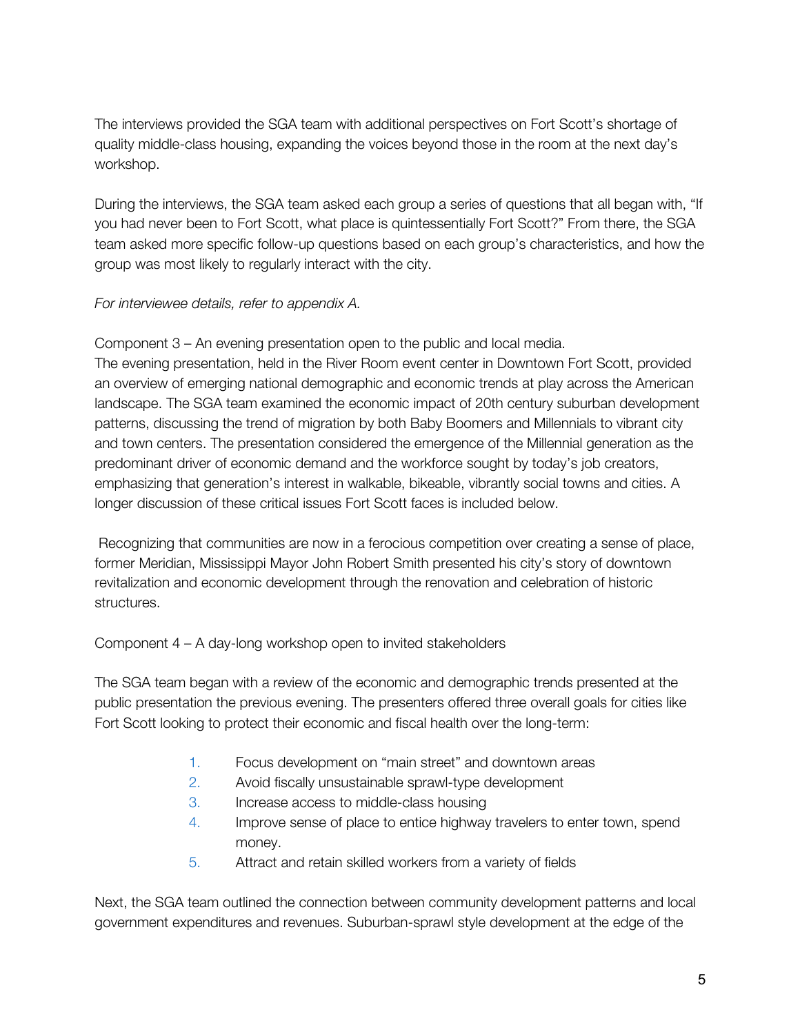The interviews provided the SGA team with additional perspectives on Fort Scott's shortage of quality middle-class housing, expanding the voices beyond those in the room at the next day's workshop.

During the interviews, the SGA team asked each group a series of questions that all began with, "If you had never been to Fort Scott, what place is quintessentially Fort Scott?" From there, the SGA team asked more specific follow-up questions based on each group's characteristics, and how the group was most likely to regularly interact with the city.

*For interviewee details, refer to appendix A.*

Component 3 – An evening presentation open to the public and local media.

The evening presentation, held in the River Room event center in Downtown Fort Scott, provided an overview of emerging national demographic and economic trends at play across the American landscape. The SGA team examined the economic impact of 20th century suburban development patterns, discussing the trend of migration by both Baby Boomers and Millennials to vibrant city and town centers. The presentation considered the emergence of the Millennial generation as the predominant driver of economic demand and the workforce sought by today's job creators, emphasizing that generation's interest in walkable, bikeable, vibrantly social towns and cities. A longer discussion of these critical issues Fort Scott faces is included below.

Recognizing that communities are now in a ferocious competition over creating a sense of place, former Meridian, Mississippi Mayor John Robert Smith presented his city's story of downtown revitalization and economic development through the renovation and celebration of historic structures.

Component 4 – A day-long workshop open to invited stakeholders

The SGA team began with a review of the economic and demographic trends presented at the public presentation the previous evening. The presenters offered three overall goals for cities like Fort Scott looking to protect their economic and fiscal health over the long-term:

1. Focus development on "main street" and downtown areas
2. Avoid fiscally unsustainable sprawl-type development
3. Increase access to middle-class housing
4. Improve sense of place to entice highway travelers to enter town, spend money.
5. Attract and retain skilled workers from a variety of fields

Next, the SGA team outlined the connection between community development patterns and local government expenditures and revenues. Suburban-sprawl style development at the edge of the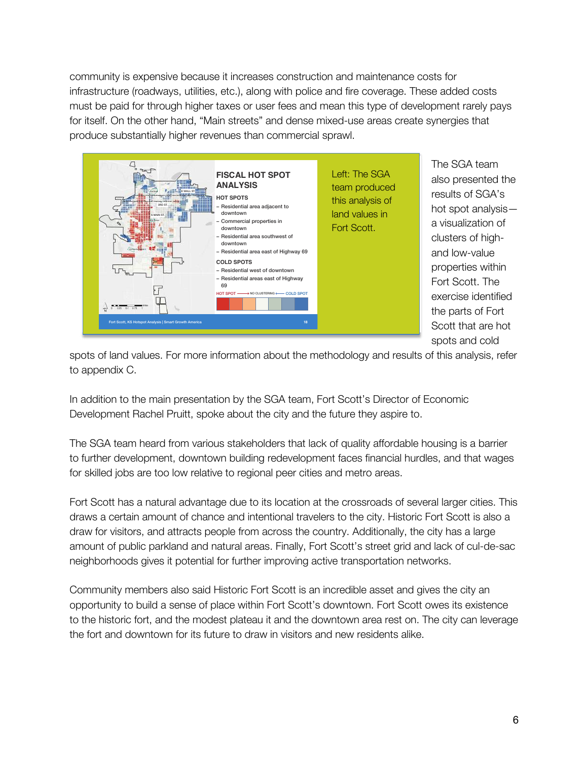community is expensive because it increases construction and maintenance costs for infrastructure (roadways, utilities, etc.), along with police and fire coverage. These added costs must be paid for through higher taxes or user fees and mean this type of development rarely pays for itself. On the other hand, "Main streets" and dense mixed-use areas create synergies that produce substantially higher revenues than commercial sprawl.

Left: The SGA team produced this analysis of land values in Fort Scott.

The SGA team also presented the results of SGA's hot spot analysis—a visualization of clusters of high- and low-value properties within Fort Scott. The exercise identified the parts of Fort Scott that are hot spots and cold spots of land values. For more information about the methodology and results of this analysis, refer to appendix C.

In addition to the main presentation by the SGA team, Fort Scott's Director of Economic Development Rachel Pruitt, spoke about the city and the future they aspire to.

The SGA team heard from various stakeholders that lack of quality affordable housing is a barrier to further development, downtown building redevelopment faces financial hurdles, and that wages for skilled jobs are too low relative to regional peer cities and metro areas.

Fort Scott has a natural advantage due to its location at the crossroads of several larger cities. This draws a certain amount of chance and intentional travelers to the city. Historic Fort Scott is also a draw for visitors, and attracts people from across the country. Additionally, the city has a large amount of public parkland and natural areas. Finally, Fort Scott's street grid and lack of cul-de-sac neighborhoods gives it potential for further improving active transportation networks.

Community members also said Historic Fort Scott is an incredible asset and gives the city an opportunity to build a sense of place within Fort Scott's downtown. Fort Scott owes its existence to the historic fort, and the modest plateau it and the downtown area rest on. The city can leverage the fort and downtown for its future to draw in visitors and new residents alike.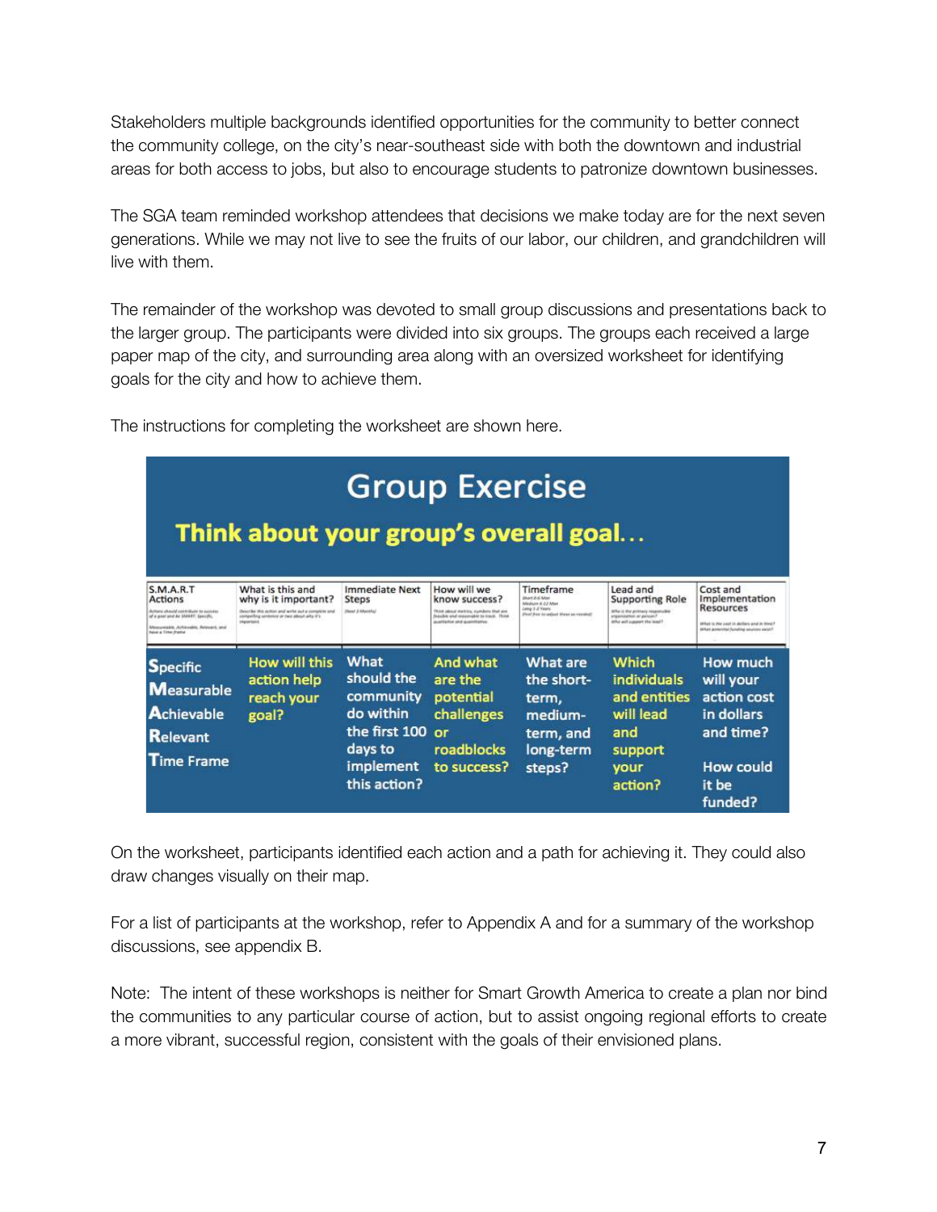Stakeholders multiple backgrounds identified opportunities for the community to better connect the community college, on the city's near-southeast side with both the downtown and industrial areas for both access to jobs, but also to encourage students to patronize downtown businesses.

The SGA team reminded workshop attendees that decisions we make today are for the next seven generations. While we may not live to see the fruits of our labor, our children, and grandchildren will live with them.

The remainder of the workshop was devoted to small group discussions and presentations back to the larger group. The participants were divided into six groups. The groups each received a large paper map of the city, and surrounding area along with an oversized worksheet for identifying goals for the city and how to achieve them.

The instructions for completing the worksheet are shown here.

## Group Exercise

**Think about your group's overall goal…**

| S.M.A.R.T Actions | What is this and why is it important? | Immediate Next Steps | How will we know success? | Timeframe | Lead and Supporting Role | Cost and Implementation Resources |
|---|---|---|---|---|---|---|
| **S**pecific **M**easurable **A**chievable **R**elevant **T**ime Frame | How will this action help reach your goal? | What should the community do within the first 100 days to implement this action? | And what are the potential challenges or roadblocks to success? | What are the short-term, medium-term, and long-term steps? | Which individuals and entities will lead and support your action? | How much will your action cost in dollars and time? How could it be funded? |

On the worksheet, participants identified each action and a path for achieving it. They could also draw changes visually on their map.

For a list of participants at the workshop, refer to Appendix A and for a summary of the workshop discussions, see appendix B.

Note: The intent of these workshops is neither for Smart Growth America to create a plan nor bind the communities to any particular course of action, but to assist ongoing regional efforts to create a more vibrant, successful region, consistent with the goals of their envisioned plans.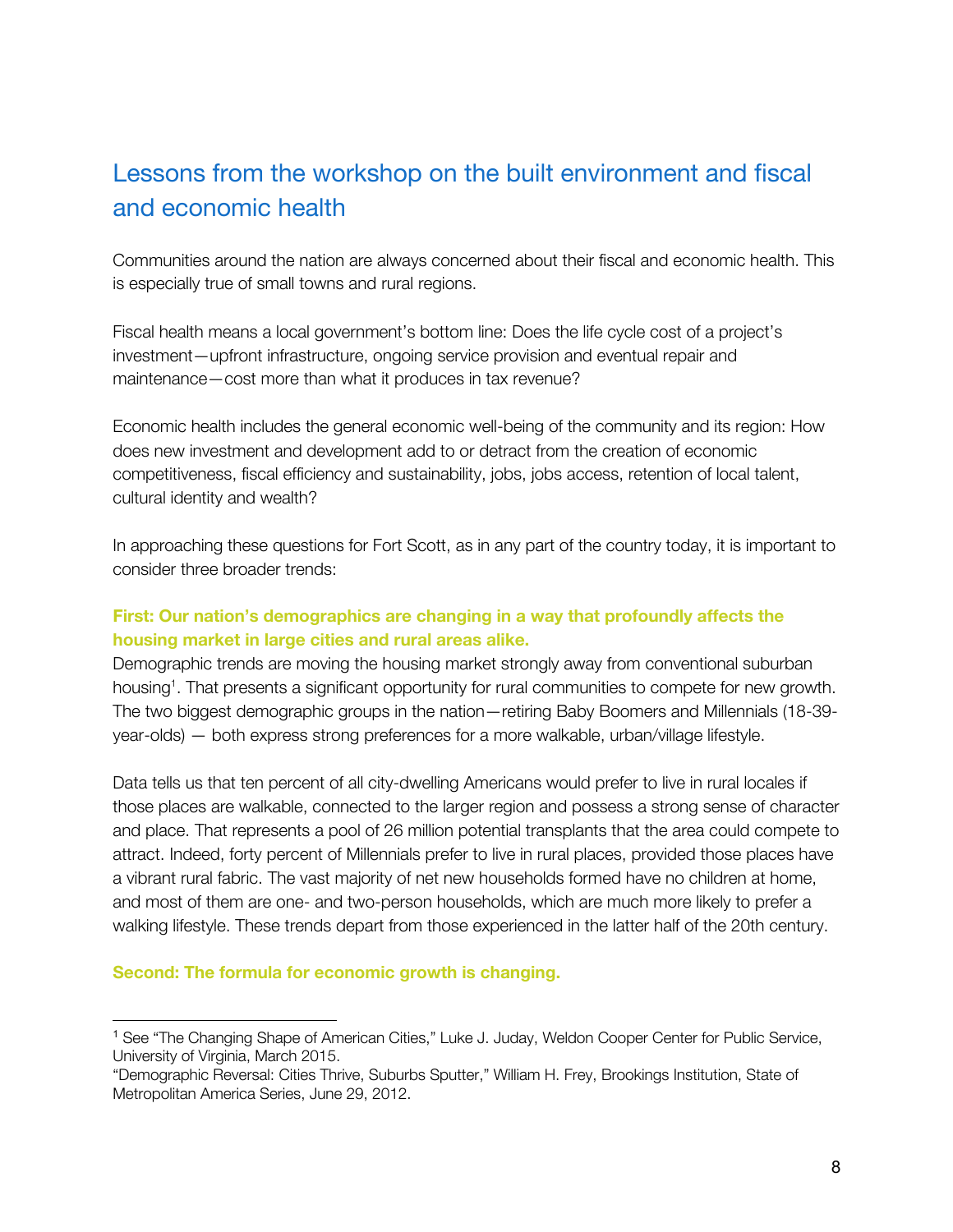## Lessons from the workshop on the built environment and fiscal and economic health

Communities around the nation are always concerned about their fiscal and economic health. This is especially true of small towns and rural regions.

Fiscal health means a local government's bottom line: Does the life cycle cost of a project's investment—upfront infrastructure, ongoing service provision and eventual repair and maintenance—cost more than what it produces in tax revenue?

Economic health includes the general economic well-being of the community and its region: How does new investment and development add to or detract from the creation of economic competitiveness, fiscal efficiency and sustainability, jobs, jobs access, retention of local talent, cultural identity and wealth?

In approaching these questions for Fort Scott, as in any part of the country today, it is important to consider three broader trends:

**First: Our nation's demographics are changing in a way that profoundly affects the housing market in large cities and rural areas alike.**

Demographic trends are moving the housing market strongly away from conventional suburban housing[1]. That presents a significant opportunity for rural communities to compete for new growth. The two biggest demographic groups in the nation—retiring Baby Boomers and Millennials (18-39-year-olds) — both express strong preferences for a more walkable, urban/village lifestyle.

Data tells us that ten percent of all city-dwelling Americans would prefer to live in rural locales if those places are walkable, connected to the larger region and possess a strong sense of character and place. That represents a pool of 26 million potential transplants that the area could compete to attract. Indeed, forty percent of Millennials prefer to live in rural places, provided those places have a vibrant rural fabric. The vast majority of net new households formed have no children at home, and most of them are one- and two-person households, which are much more likely to prefer a walking lifestyle. These trends depart from those experienced in the latter half of the 20th century.

**Second: The formula for economic growth is changing.**

---

[1] See "The Changing Shape of American Cities," Luke J. Juday, Weldon Cooper Center for Public Service, University of Virginia, March 2015.
"Demographic Reversal: Cities Thrive, Suburbs Sputter," William H. Frey, Brookings Institution, State of Metropolitan America Series, June 29, 2012.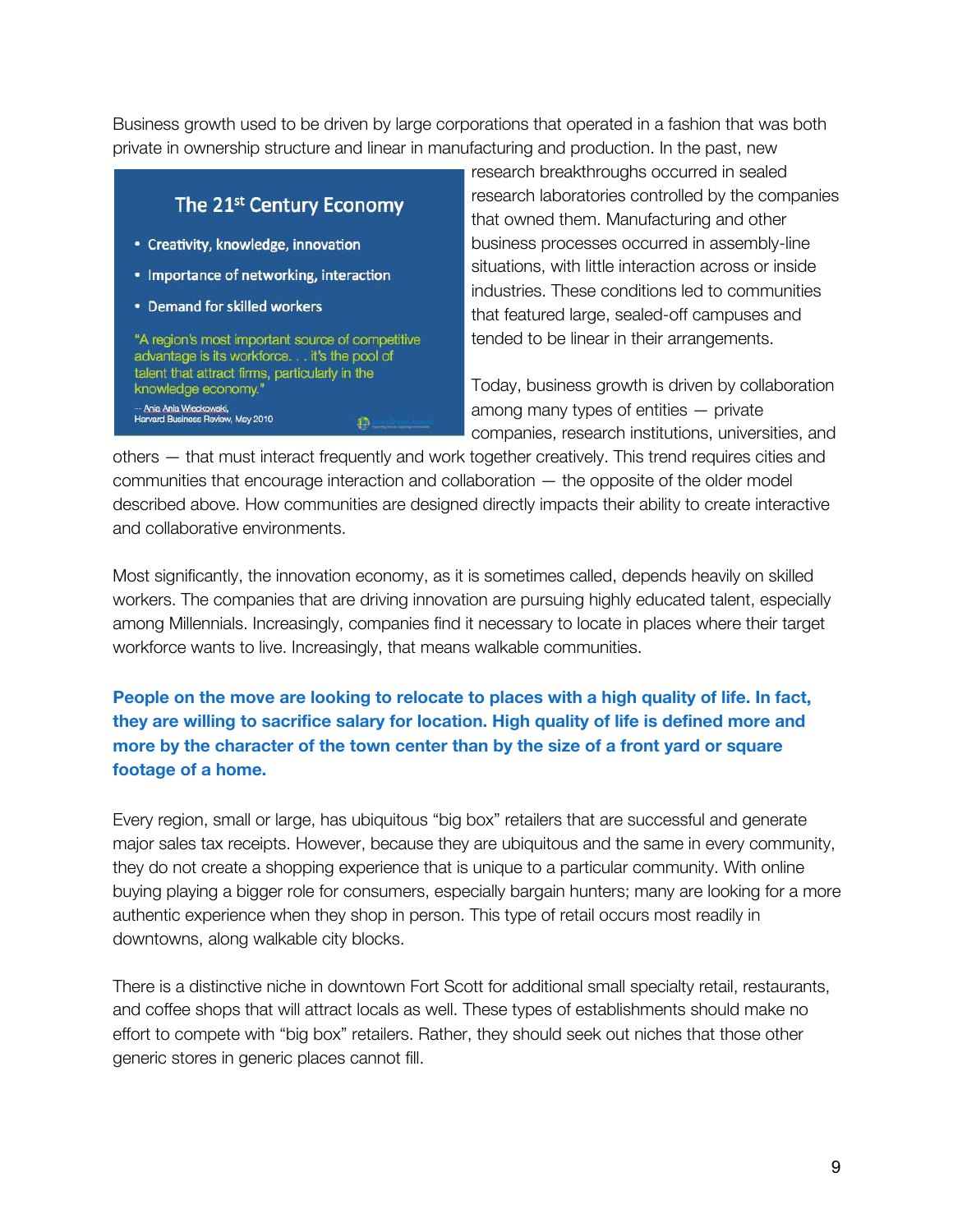Business growth used to be driven by large corporations that operated in a fashion that was both private in ownership structure and linear in manufacturing and production. In the past, new research breakthroughs occurred in sealed research laboratories controlled by the companies that owned them. Manufacturing and other business processes occurred in assembly-line situations, with little interaction across or inside industries. These conditions led to communities that featured large, sealed-off campuses and tended to be linear in their arrangements.

**The 21st Century Economy**

- Creativity, knowledge, innovation
- Importance of networking, interaction
- Demand for skilled workers

"A region's most important source of competitive advantage is its workforce. . . it's the pool of talent that attract firms, particularly in the knowledge economy."

-- Ania Ania Wieckowski, Harvard Business Review, May 2010

Today, business growth is driven by collaboration among many types of entities — private companies, research institutions, universities, and others — that must interact frequently and work together creatively. This trend requires cities and communities that encourage interaction and collaboration — the opposite of the older model described above. How communities are designed directly impacts their ability to create interactive and collaborative environments.

Most significantly, the innovation economy, as it is sometimes called, depends heavily on skilled workers. The companies that are driving innovation are pursuing highly educated talent, especially among Millennials. Increasingly, companies find it necessary to locate in places where their target workforce wants to live. Increasingly, that means walkable communities.

**People on the move are looking to relocate to places with a high quality of life. In fact, they are willing to sacrifice salary for location. High quality of life is defined more and more by the character of the town center than by the size of a front yard or square footage of a home.**

Every region, small or large, has ubiquitous "big box" retailers that are successful and generate major sales tax receipts. However, because they are ubiquitous and the same in every community, they do not create a shopping experience that is unique to a particular community. With online buying playing a bigger role for consumers, especially bargain hunters; many are looking for a more authentic experience when they shop in person. This type of retail occurs most readily in downtowns, along walkable city blocks.

There is a distinctive niche in downtown Fort Scott for additional small specialty retail, restaurants, and coffee shops that will attract locals as well. These types of establishments should make no effort to compete with "big box" retailers. Rather, they should seek out niches that those other generic stores in generic places cannot fill.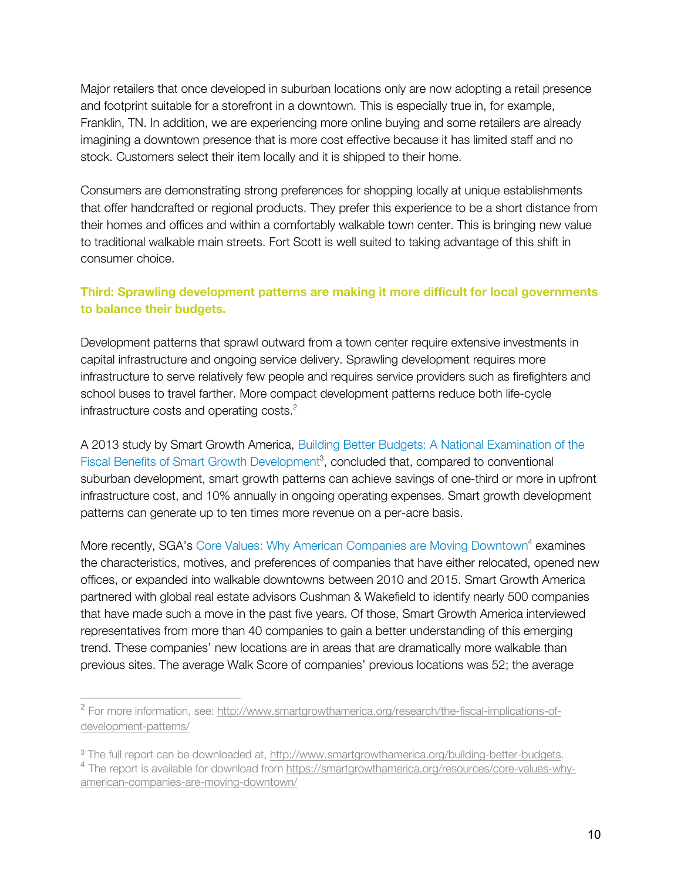Major retailers that once developed in suburban locations only are now adopting a retail presence and footprint suitable for a storefront in a downtown. This is especially true in, for example, Franklin, TN. In addition, we are experiencing more online buying and some retailers are already imagining a downtown presence that is more cost effective because it has limited staff and no stock. Customers select their item locally and it is shipped to their home.

Consumers are demonstrating strong preferences for shopping locally at unique establishments that offer handcrafted or regional products. They prefer this experience to be a short distance from their homes and offices and within a comfortably walkable town center. This is bringing new value to traditional walkable main streets. Fort Scott is well suited to taking advantage of this shift in consumer choice.

### Third: Sprawling development patterns are making it more difficult for local governments to balance their budgets.

Development patterns that sprawl outward from a town center require extensive investments in capital infrastructure and ongoing service delivery. Sprawling development requires more infrastructure to serve relatively few people and requires service providers such as firefighters and school buses to travel farther. More compact development patterns reduce both life-cycle infrastructure costs and operating costs.[2]

A 2013 study by Smart Growth America, Building Better Budgets: A National Examination of the Fiscal Benefits of Smart Growth Development[3], concluded that, compared to conventional suburban development, smart growth patterns can achieve savings of one-third or more in upfront infrastructure cost, and 10% annually in ongoing operating expenses. Smart growth development patterns can generate up to ten times more revenue on a per-acre basis.

More recently, SGA's Core Values: Why American Companies are Moving Downtown[4] examines the characteristics, motives, and preferences of companies that have either relocated, opened new offices, or expanded into walkable downtowns between 2010 and 2015. Smart Growth America partnered with global real estate advisors Cushman & Wakefield to identify nearly 500 companies that have made such a move in the past five years. Of those, Smart Growth America interviewed representatives from more than 40 companies to gain a better understanding of this emerging trend. These companies' new locations are in areas that are dramatically more walkable than previous sites. The average Walk Score of companies' previous locations was 52; the average

---

[2] For more information, see: http://www.smartgrowthamerica.org/research/the-fiscal-implications-of-development-patterns/

[3] The full report can be downloaded at, http://www.smartgrowthamerica.org/building-better-budgets.

[4] The report is available for download from https://smartgrowthamerica.org/resources/core-values-why-american-companies-are-moving-downtown/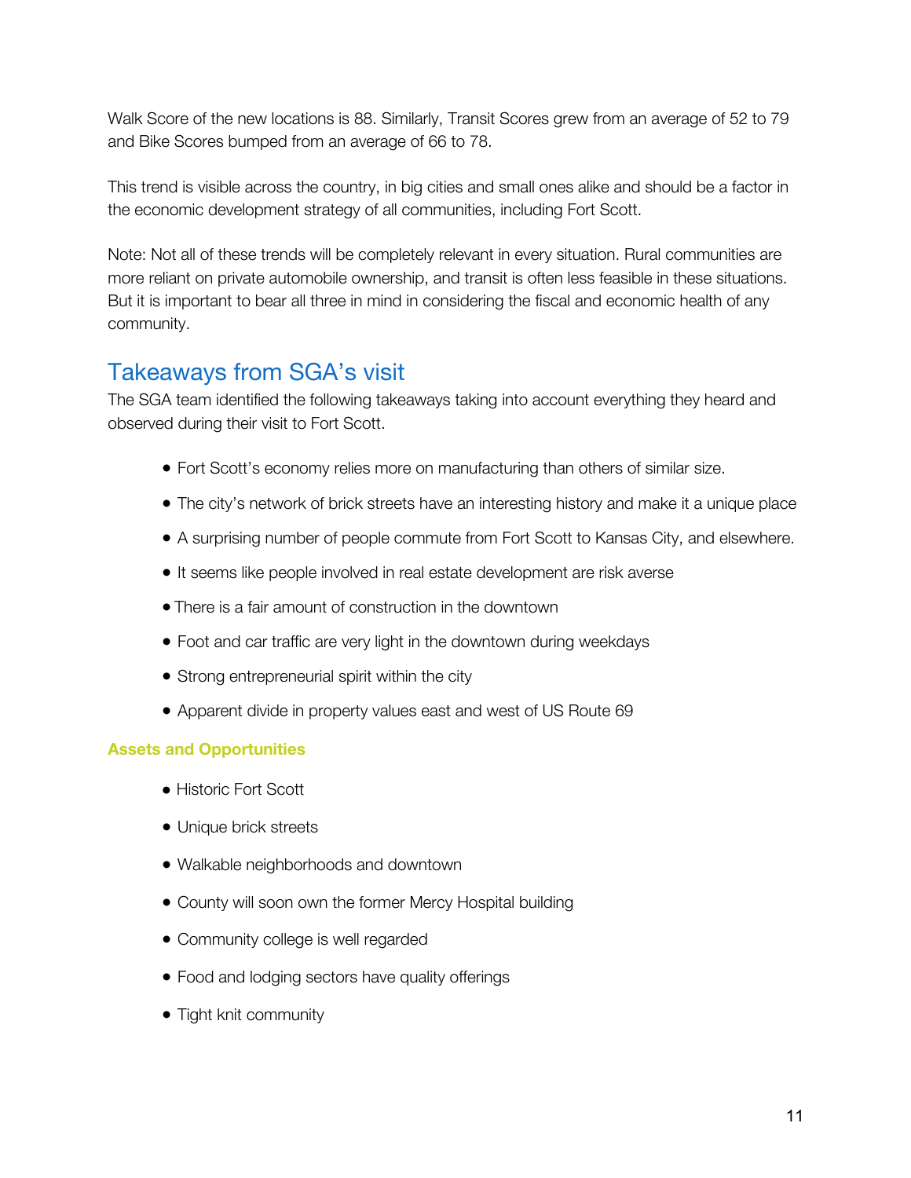Walk Score of the new locations is 88. Similarly, Transit Scores grew from an average of 52 to 79 and Bike Scores bumped from an average of 66 to 78.

This trend is visible across the country, in big cities and small ones alike and should be a factor in the economic development strategy of all communities, including Fort Scott.

Note: Not all of these trends will be completely relevant in every situation. Rural communities are more reliant on private automobile ownership, and transit is often less feasible in these situations. But it is important to bear all three in mind in considering the fiscal and economic health of any community.

## Takeaways from SGA's visit

The SGA team identified the following takeaways taking into account everything they heard and observed during their visit to Fort Scott.

- Fort Scott's economy relies more on manufacturing than others of similar size.
- The city's network of brick streets have an interesting history and make it a unique place
- A surprising number of people commute from Fort Scott to Kansas City, and elsewhere.
- It seems like people involved in real estate development are risk averse
- There is a fair amount of construction in the downtown
- Foot and car traffic are very light in the downtown during weekdays
- Strong entrepreneurial spirit within the city
- Apparent divide in property values east and west of US Route 69

### Assets and Opportunities

- Historic Fort Scott
- Unique brick streets
- Walkable neighborhoods and downtown
- County will soon own the former Mercy Hospital building
- Community college is well regarded
- Food and lodging sectors have quality offerings
- Tight knit community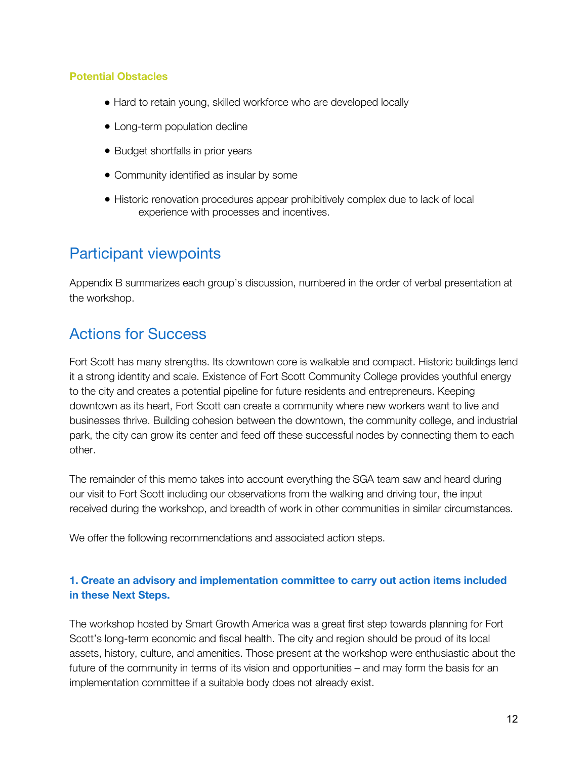**Potential Obstacles**

- Hard to retain young, skilled workforce who are developed locally
- Long-term population decline
- Budget shortfalls in prior years
- Community identified as insular by some
- Historic renovation procedures appear prohibitively complex due to lack of local experience with processes and incentives.

## Participant viewpoints

Appendix B summarizes each group's discussion, numbered in the order of verbal presentation at the workshop.

## Actions for Success

Fort Scott has many strengths. Its downtown core is walkable and compact. Historic buildings lend it a strong identity and scale. Existence of Fort Scott Community College provides youthful energy to the city and creates a potential pipeline for future residents and entrepreneurs. Keeping downtown as its heart, Fort Scott can create a community where new workers want to live and businesses thrive. Building cohesion between the downtown, the community college, and industrial park, the city can grow its center and feed off these successful nodes by connecting them to each other.

The remainder of this memo takes into account everything the SGA team saw and heard during our visit to Fort Scott including our observations from the walking and driving tour, the input received during the workshop, and breadth of work in other communities in similar circumstances.

We offer the following recommendations and associated action steps.

### 1. Create an advisory and implementation committee to carry out action items included in these Next Steps.

The workshop hosted by Smart Growth America was a great first step towards planning for Fort Scott's long-term economic and fiscal health. The city and region should be proud of its local assets, history, culture, and amenities. Those present at the workshop were enthusiastic about the future of the community in terms of its vision and opportunities – and may form the basis for an implementation committee if a suitable body does not already exist.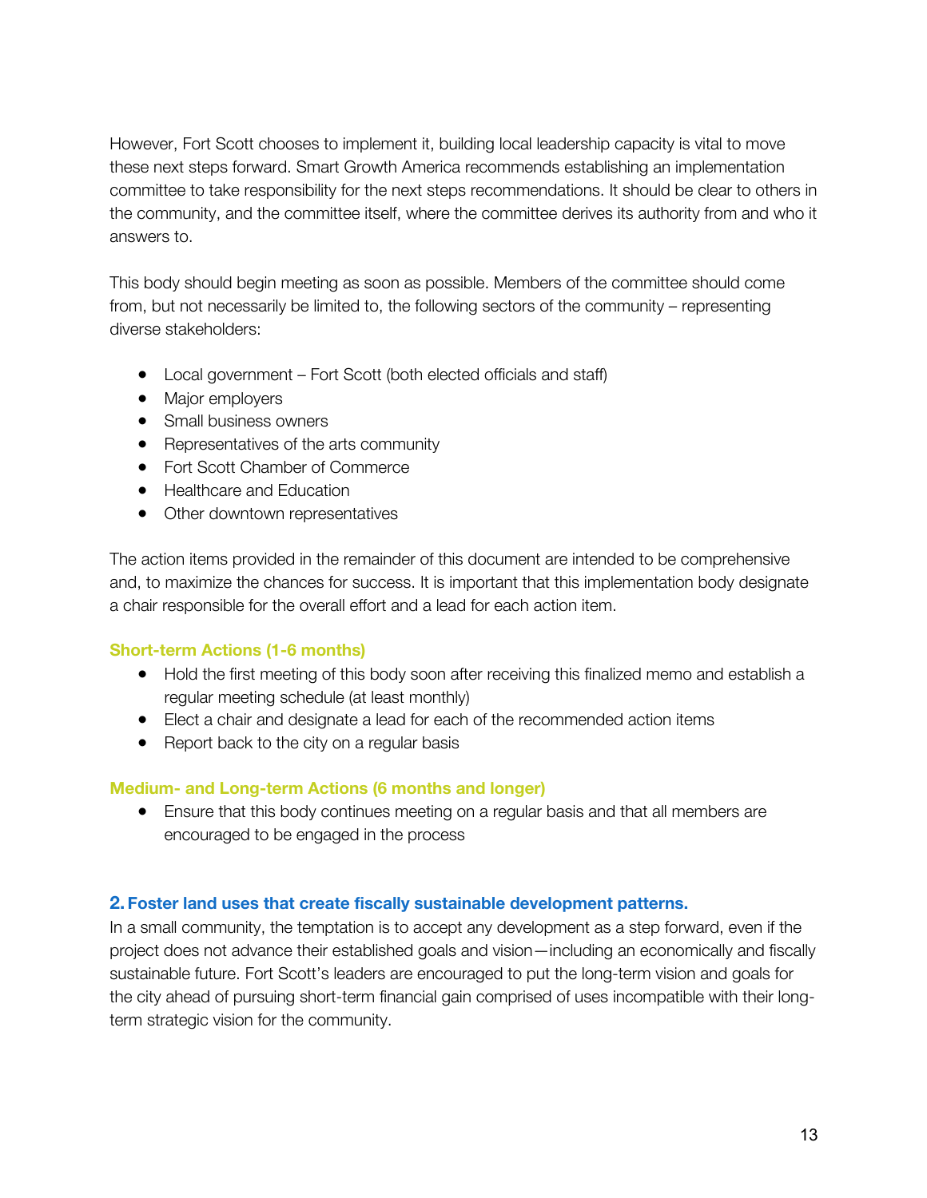However, Fort Scott chooses to implement it, building local leadership capacity is vital to move these next steps forward. Smart Growth America recommends establishing an implementation committee to take responsibility for the next steps recommendations. It should be clear to others in the community, and the committee itself, where the committee derives its authority from and who it answers to.

This body should begin meeting as soon as possible. Members of the committee should come from, but not necessarily be limited to, the following sectors of the community – representing diverse stakeholders:

- Local government – Fort Scott (both elected officials and staff)
- Major employers
- Small business owners
- Representatives of the arts community
- Fort Scott Chamber of Commerce
- Healthcare and Education
- Other downtown representatives

The action items provided in the remainder of this document are intended to be comprehensive and, to maximize the chances for success. It is important that this implementation body designate a chair responsible for the overall effort and a lead for each action item.

#### Short-term Actions (1-6 months)

- Hold the first meeting of this body soon after receiving this finalized memo and establish a regular meeting schedule (at least monthly)
- Elect a chair and designate a lead for each of the recommended action items
- Report back to the city on a regular basis

#### Medium- and Long-term Actions (6 months and longer)

- Ensure that this body continues meeting on a regular basis and that all members are encouraged to be engaged in the process

### 2. Foster land uses that create fiscally sustainable development patterns.

In a small community, the temptation is to accept any development as a step forward, even if the project does not advance their established goals and vision—including an economically and fiscally sustainable future. Fort Scott's leaders are encouraged to put the long-term vision and goals for the city ahead of pursuing short-term financial gain comprised of uses incompatible with their long-term strategic vision for the community.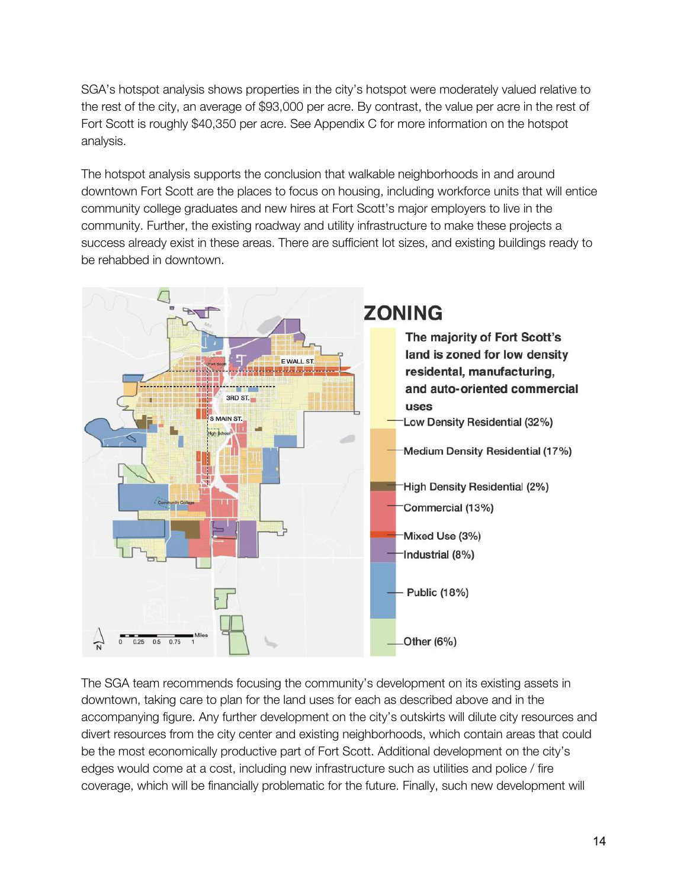SGA's hotspot analysis shows properties in the city's hotspot were moderately valued relative to the rest of the city, an average of $93,000 per acre. By contrast, the value per acre in the rest of Fort Scott is roughly $40,350 per acre. See Appendix C for more information on the hotspot analysis.

The hotspot analysis supports the conclusion that walkable neighborhoods in and around downtown Fort Scott are the places to focus on housing, including workforce units that will entice community college graduates and new hires at Fort Scott's major employers to live in the community. Further, the existing roadway and utility infrastructure to make these projects a success already exist in these areas. There are sufficient lot sizes, and existing buildings ready to be rehabbed in downtown.

## ZONING

**The majority of Fort Scott's land is zoned for low density residential, manufacturing, and auto-oriented commercial uses**

- Low Density Residential (32%)
- Medium Density Residential (17%)
- High Density Residential (2%)
- Commercial (13%)
- Mixed Use (3%)
- Industrial (8%)
- Public (18%)
- Other (6%)

The SGA team recommends focusing the community's development on its existing assets in downtown, taking care to plan for the land uses for each as described above and in the accompanying figure. Any further development on the city's outskirts will dilute city resources and divert resources from the city center and existing neighborhoods, which contain areas that could be the most economically productive part of Fort Scott. Additional development on the city's edges would come at a cost, including new infrastructure such as utilities and police / fire coverage, which will be financially problematic for the future. Finally, such new development will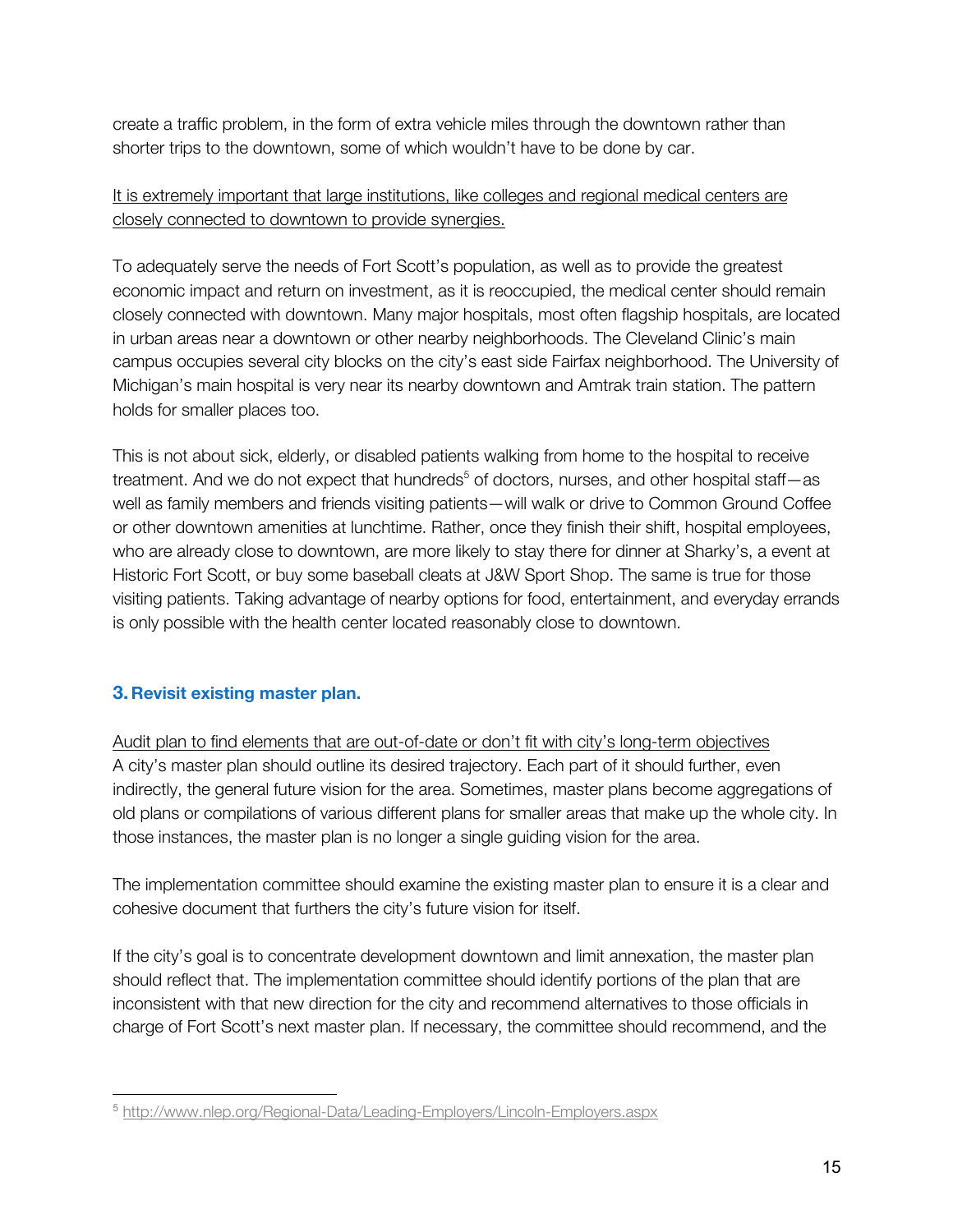create a traffic problem, in the form of extra vehicle miles through the downtown rather than shorter trips to the downtown, some of which wouldn't have to be done by car.

<u>It is extremely important that large institutions, like colleges and regional medical centers are closely connected to downtown to provide synergies.</u>

To adequately serve the needs of Fort Scott's population, as well as to provide the greatest economic impact and return on investment, as it is reoccupied, the medical center should remain closely connected with downtown. Many major hospitals, most often flagship hospitals, are located in urban areas near a downtown or other nearby neighborhoods. The Cleveland Clinic's main campus occupies several city blocks on the city's east side Fairfax neighborhood. The University of Michigan's main hospital is very near its nearby downtown and Amtrak train station. The pattern holds for smaller places too.

This is not about sick, elderly, or disabled patients walking from home to the hospital to receive treatment. And we do not expect that hundreds[5] of doctors, nurses, and other hospital staff—as well as family members and friends visiting patients—will walk or drive to Common Ground Coffee or other downtown amenities at lunchtime. Rather, once they finish their shift, hospital employees, who are already close to downtown, are more likely to stay there for dinner at Sharky's, a event at Historic Fort Scott, or buy some baseball cleats at J&W Sport Shop. The same is true for those visiting patients. Taking advantage of nearby options for food, entertainment, and everyday errands is only possible with the health center located reasonably close to downtown.

### 3. Revisit existing master plan.

<u>Audit plan to find elements that are out-of-date or don't fit with city's long-term objectives</u>
A city's master plan should outline its desired trajectory. Each part of it should further, even indirectly, the general future vision for the area. Sometimes, master plans become aggregations of old plans or compilations of various different plans for smaller areas that make up the whole city. In those instances, the master plan is no longer a single guiding vision for the area.

The implementation committee should examine the existing master plan to ensure it is a clear and cohesive document that furthers the city's future vision for itself.

If the city's goal is to concentrate development downtown and limit annexation, the master plan should reflect that. The implementation committee should identify portions of the plan that are inconsistent with that new direction for the city and recommend alternatives to those officials in charge of Fort Scott's next master plan. If necessary, the committee should recommend, and the

---

[5] http://www.nlep.org/Regional-Data/Leading-Employers/Lincoln-Employers.aspx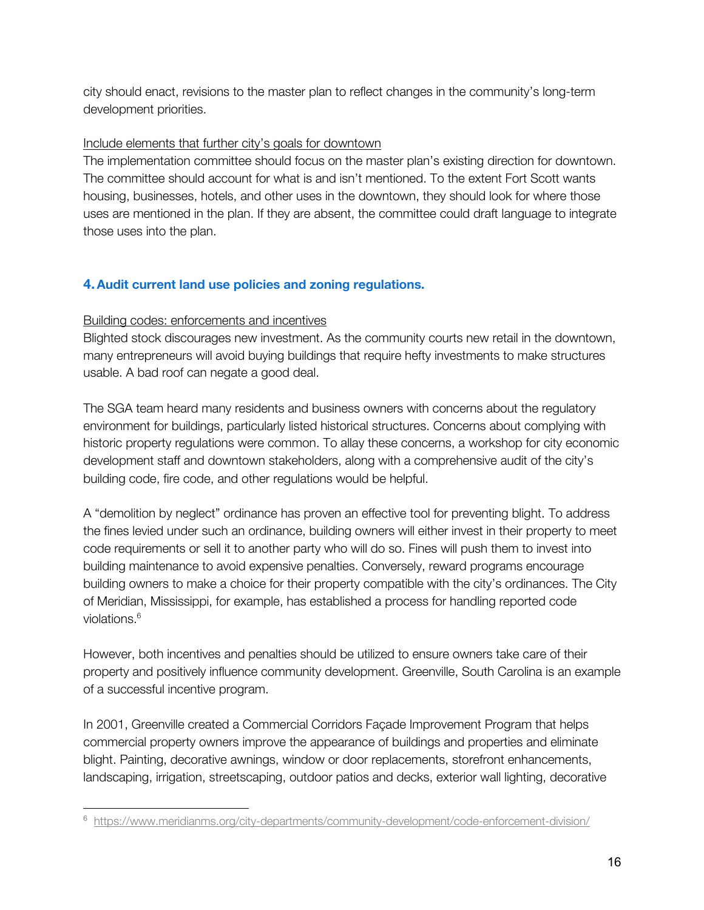city should enact, revisions to the master plan to reflect changes in the community's long-term development priorities.

Include elements that further city's goals for downtown

The implementation committee should focus on the master plan's existing direction for downtown. The committee should account for what is and isn't mentioned. To the extent Fort Scott wants housing, businesses, hotels, and other uses in the downtown, they should look for where those uses are mentioned in the plan. If they are absent, the committee could draft language to integrate those uses into the plan.

### 4. Audit current land use policies and zoning regulations.

Building codes: enforcements and incentives

Blighted stock discourages new investment. As the community courts new retail in the downtown, many entrepreneurs will avoid buying buildings that require hefty investments to make structures usable. A bad roof can negate a good deal.

The SGA team heard many residents and business owners with concerns about the regulatory environment for buildings, particularly listed historical structures. Concerns about complying with historic property regulations were common. To allay these concerns, a workshop for city economic development staff and downtown stakeholders, along with a comprehensive audit of the city's building code, fire code, and other regulations would be helpful.

A "demolition by neglect" ordinance has proven an effective tool for preventing blight. To address the fines levied under such an ordinance, building owners will either invest in their property to meet code requirements or sell it to another party who will do so. Fines will push them to invest into building maintenance to avoid expensive penalties. Conversely, reward programs encourage building owners to make a choice for their property compatible with the city's ordinances. The City of Meridian, Mississippi, for example, has established a process for handling reported code violations.[6]

However, both incentives and penalties should be utilized to ensure owners take care of their property and positively influence community development. Greenville, South Carolina is an example of a successful incentive program.

In 2001, Greenville created a Commercial Corridors Façade Improvement Program that helps commercial property owners improve the appearance of buildings and properties and eliminate blight. Painting, decorative awnings, window or door replacements, storefront enhancements, landscaping, irrigation, streetscaping, outdoor patios and decks, exterior wall lighting, decorative

[6] https://www.meridianms.org/city-departments/community-development/code-enforcement-division/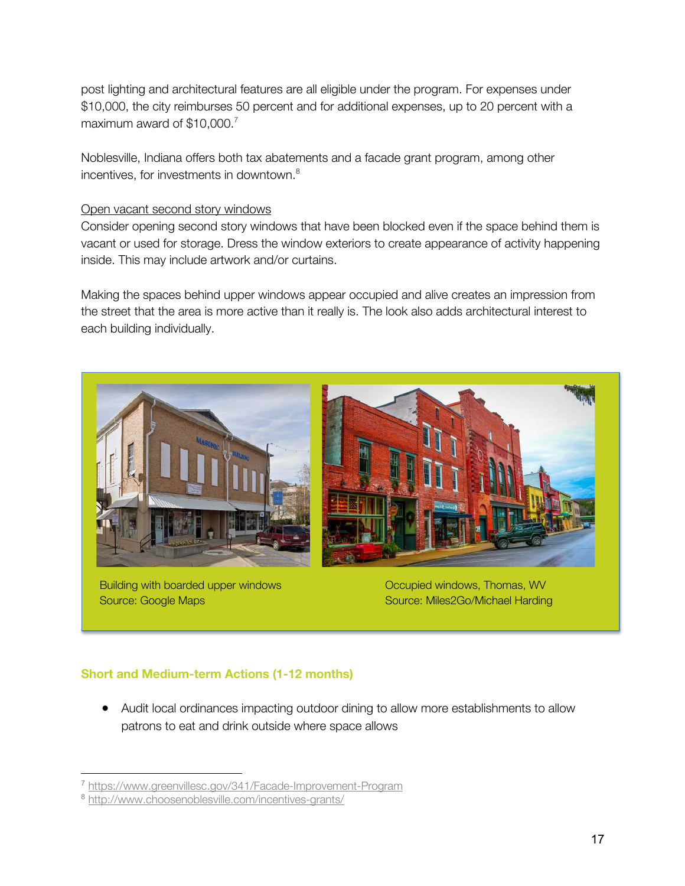post lighting and architectural features are all eligible under the program. For expenses under $10,000, the city reimburses 50 percent and for additional expenses, up to 20 percent with a maximum award of $10,000.[7]

Noblesville, Indiana offers both tax abatements and a facade grant program, among other incentives, for investments in downtown.[8]

Open vacant second story windows

Consider opening second story windows that have been blocked even if the space behind them is vacant or used for storage. Dress the window exteriors to create appearance of activity happening inside. This may include artwork and/or curtains.

Making the spaces behind upper windows appear occupied and alive creates an impression from the street that the area is more active than it really is. The look also adds architectural interest to each building individually.

Building with boarded upper windows
Source: Google Maps

Occupied windows, Thomas, WV
Source: Miles2Go/Michael Harding

### Short and Medium-term Actions (1-12 months)

- Audit local ordinances impacting outdoor dining to allow more establishments to allow patrons to eat and drink outside where space allows

[7] https://www.greenvillesc.gov/341/Facade-Improvement-Program
[8] http://www.choosenoblesville.com/incentives-grants/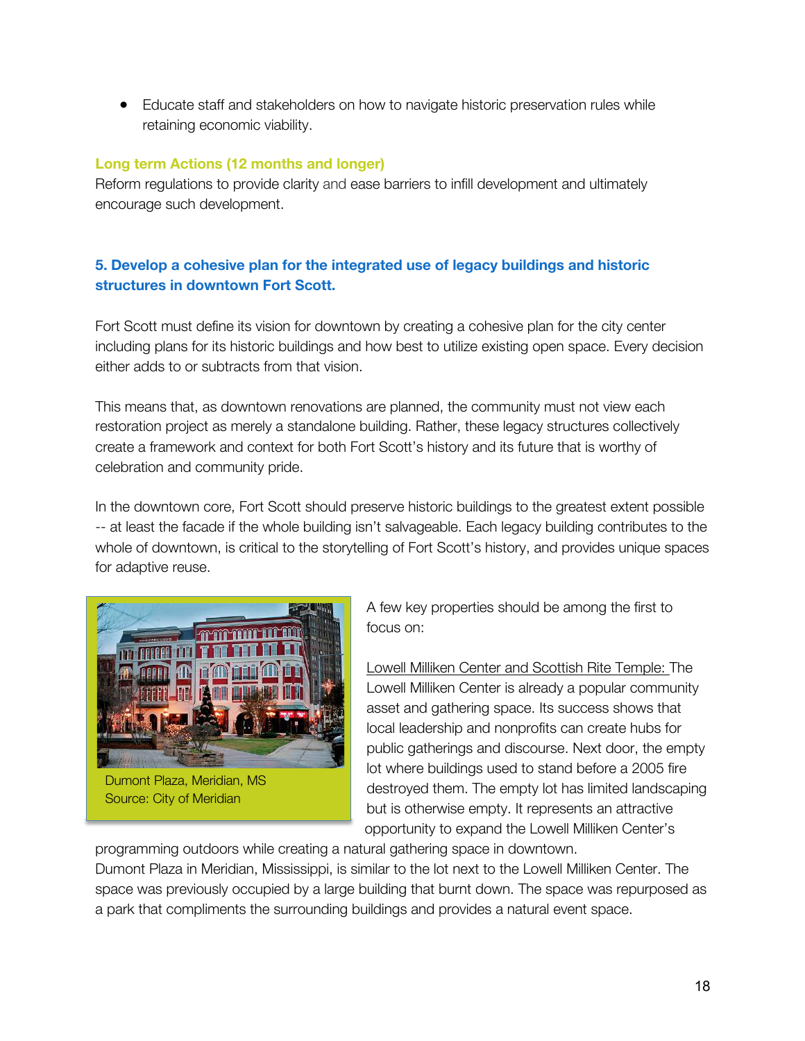- Educate staff and stakeholders on how to navigate historic preservation rules while retaining economic viability.

**Long term Actions (12 months and longer)**

Reform regulations to provide clarity and ease barriers to infill development and ultimately encourage such development.

### 5. Develop a cohesive plan for the integrated use of legacy buildings and historic structures in downtown Fort Scott.

Fort Scott must define its vision for downtown by creating a cohesive plan for the city center including plans for its historic buildings and how best to utilize existing open space. Every decision either adds to or subtracts from that vision.

This means that, as downtown renovations are planned, the community must not view each restoration project as merely a standalone building. Rather, these legacy structures collectively create a framework and context for both Fort Scott's history and its future that is worthy of celebration and community pride.

In the downtown core, Fort Scott should preserve historic buildings to the greatest extent possible -- at least the facade if the whole building isn't salvageable. Each legacy building contributes to the whole of downtown, is critical to the storytelling of Fort Scott's history, and provides unique spaces for adaptive reuse.

Dumont Plaza, Meridian, MS
Source: City of Meridian

A few key properties should be among the first to focus on:

Lowell Milliken Center and Scottish Rite Temple: The Lowell Milliken Center is already a popular community asset and gathering space. Its success shows that local leadership and nonprofits can create hubs for public gatherings and discourse. Next door, the empty lot where buildings used to stand before a 2005 fire destroyed them. The empty lot has limited landscaping but is otherwise empty. It represents an attractive opportunity to expand the Lowell Milliken Center's programming outdoors while creating a natural gathering space in downtown. Dumont Plaza in Meridian, Mississippi, is similar to the lot next to the Lowell Milliken Center. The space was previously occupied by a large building that burnt down. The space was repurposed as a park that compliments the surrounding buildings and provides a natural event space.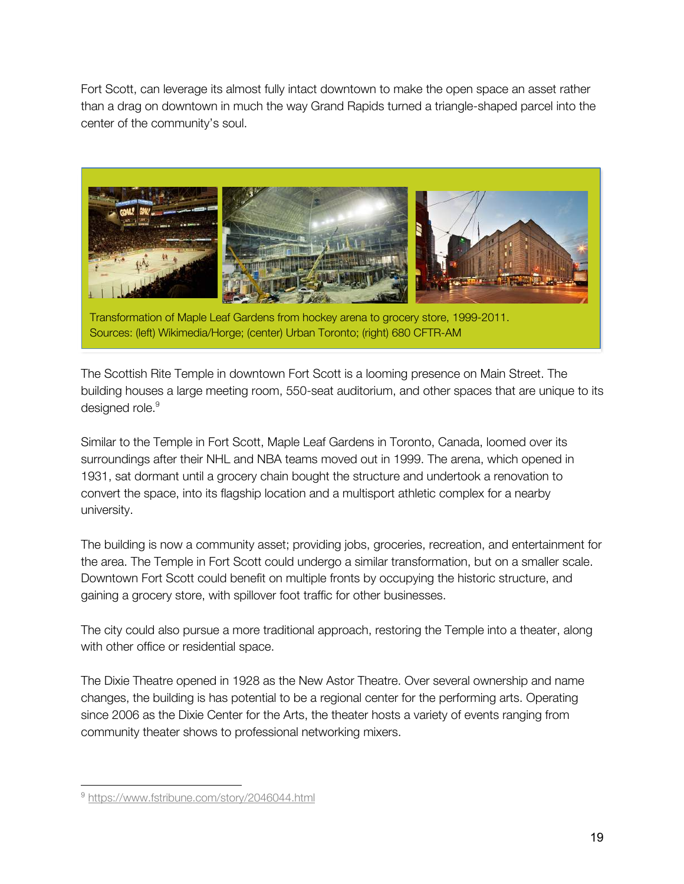Fort Scott, can leverage its almost fully intact downtown to make the open space an asset rather than a drag on downtown in much the way Grand Rapids turned a triangle-shaped parcel into the center of the community's soul.

Transformation of Maple Leaf Gardens from hockey arena to grocery store, 1999-2011. Sources: (left) Wikimedia/Horge; (center) Urban Toronto; (right) 680 CFTR-AM

The Scottish Rite Temple in downtown Fort Scott is a looming presence on Main Street. The building houses a large meeting room, 550-seat auditorium, and other spaces that are unique to its designed role.[9]

Similar to the Temple in Fort Scott, Maple Leaf Gardens in Toronto, Canada, loomed over its surroundings after their NHL and NBA teams moved out in 1999. The arena, which opened in 1931, sat dormant until a grocery chain bought the structure and undertook a renovation to convert the space, into its flagship location and a multisport athletic complex for a nearby university.

The building is now a community asset; providing jobs, groceries, recreation, and entertainment for the area. The Temple in Fort Scott could undergo a similar transformation, but on a smaller scale. Downtown Fort Scott could benefit on multiple fronts by occupying the historic structure, and gaining a grocery store, with spillover foot traffic for other businesses.

The city could also pursue a more traditional approach, restoring the Temple into a theater, along with other office or residential space.

The Dixie Theatre opened in 1928 as the New Astor Theatre. Over several ownership and name changes, the building is has potential to be a regional center for the performing arts. Operating since 2006 as the Dixie Center for the Arts, the theater hosts a variety of events ranging from community theater shows to professional networking mixers.

---

[9] https://www.fstribune.com/story/2046044.html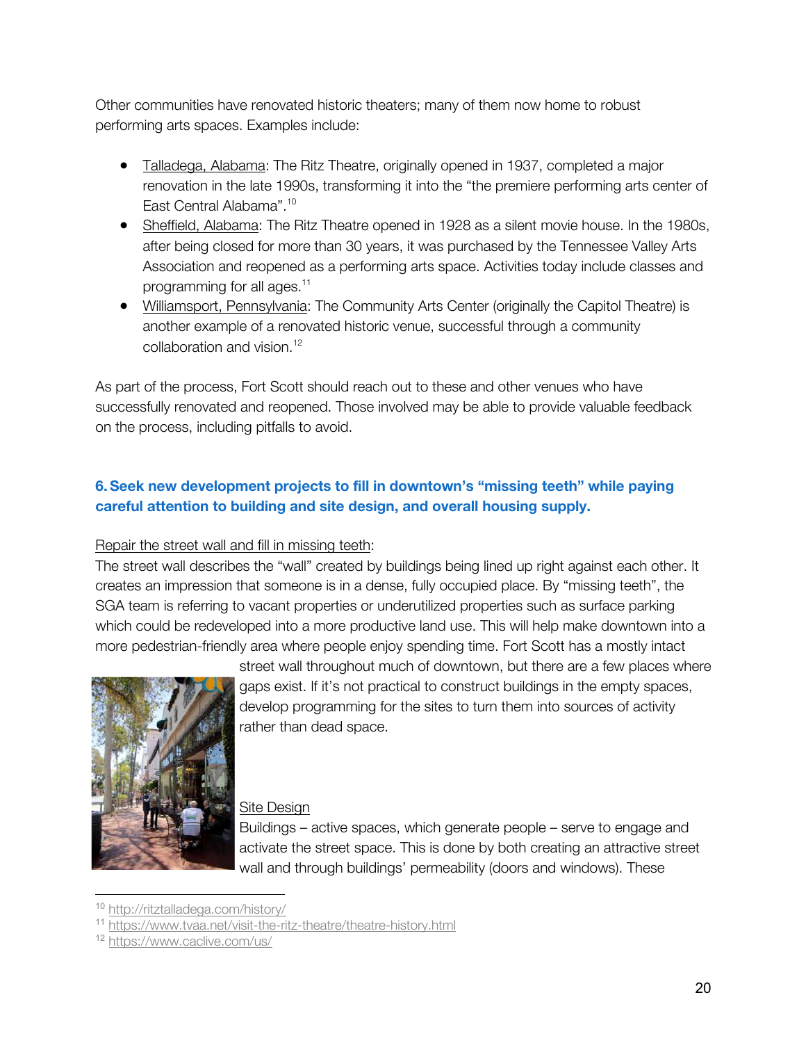Other communities have renovated historic theaters; many of them now home to robust performing arts spaces. Examples include:

- Talladega, Alabama: The Ritz Theatre, originally opened in 1937, completed a major renovation in the late 1990s, transforming it into the "the premiere performing arts center of East Central Alabama".[10]
- Sheffield, Alabama: The Ritz Theatre opened in 1928 as a silent movie house. In the 1980s, after being closed for more than 30 years, it was purchased by the Tennessee Valley Arts Association and reopened as a performing arts space. Activities today include classes and programming for all ages.[11]
- Williamsport, Pennsylvania: The Community Arts Center (originally the Capitol Theatre) is another example of a renovated historic venue, successful through a community collaboration and vision.[12]

As part of the process, Fort Scott should reach out to these and other venues who have successfully renovated and reopened. Those involved may be able to provide valuable feedback on the process, including pitfalls to avoid.

### 6. Seek new development projects to fill in downtown's "missing teeth" while paying careful attention to building and site design, and overall housing supply.

Repair the street wall and fill in missing teeth:

The street wall describes the "wall" created by buildings being lined up right against each other. It creates an impression that someone is in a dense, fully occupied place. By "missing teeth", the SGA team is referring to vacant properties or underutilized properties such as surface parking which could be redeveloped into a more productive land use. This will help make downtown into a more pedestrian-friendly area where people enjoy spending time. Fort Scott has a mostly intact street wall throughout much of downtown, but there are a few places where gaps exist. If it's not practical to construct buildings in the empty spaces, develop programming for the sites to turn them into sources of activity rather than dead space.

Site Design

Buildings – active spaces, which generate people – serve to engage and activate the street space. This is done by both creating an attractive street wall and through buildings' permeability (doors and windows). These

---

[10] http://ritztalladega.com/history/

[11] https://www.tvaa.net/visit-the-ritz-theatre/theatre-history.html

[12] https://www.caclive.com/us/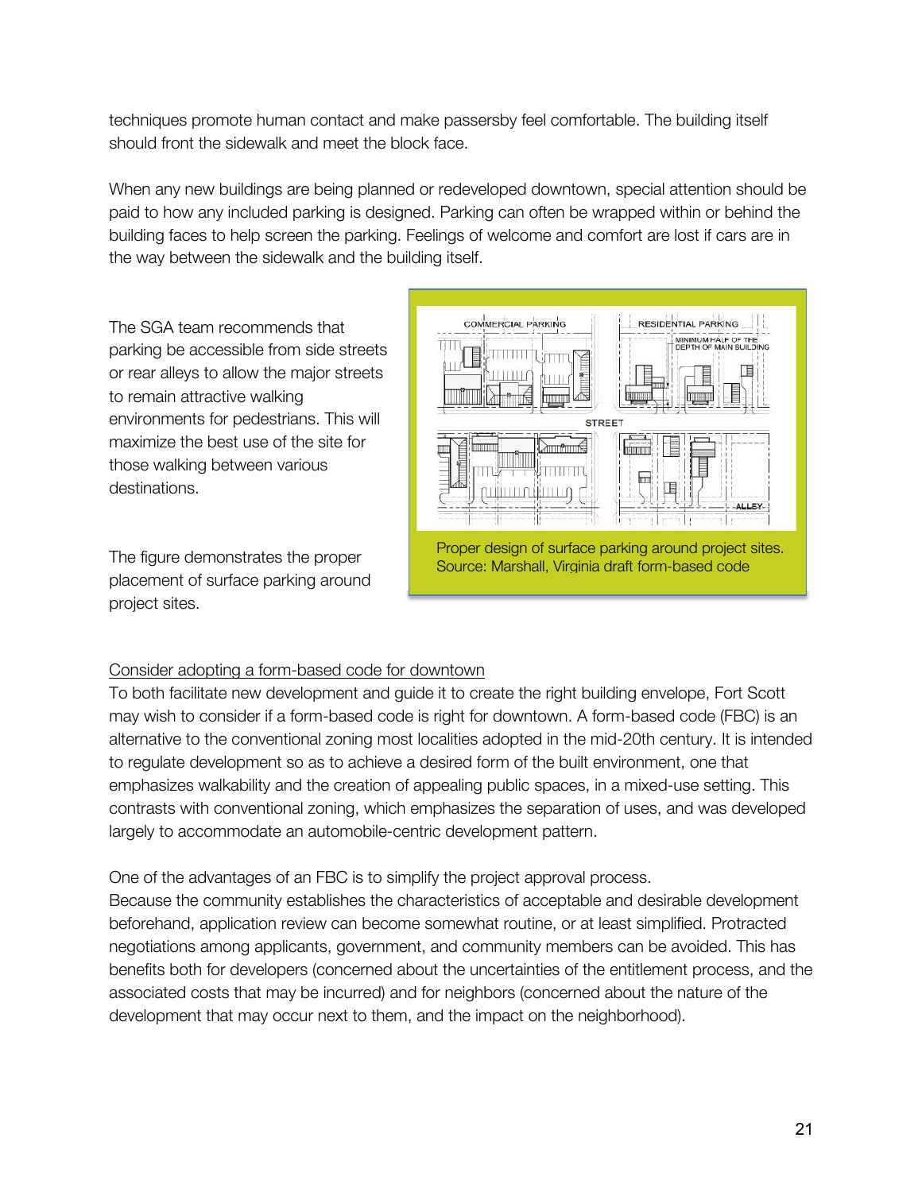techniques promote human contact and make passersby feel comfortable. The building itself should front the sidewalk and meet the block face.

When any new buildings are being planned or redeveloped downtown, special attention should be paid to how any included parking is designed. Parking can often be wrapped within or behind the building faces to help screen the parking. Feelings of welcome and comfort are lost if cars are in the way between the sidewalk and the building itself.

The SGA team recommends that parking be accessible from side streets or rear alleys to allow the major streets to remain attractive walking environments for pedestrians. This will maximize the best use of the site for those walking between various destinations.

The figure demonstrates the proper placement of surface parking around project sites.

Proper design of surface parking around project sites. Source: Marshall, Virginia draft form-based code

<u>Consider adopting a form-based code for downtown</u>

To both facilitate new development and guide it to create the right building envelope, Fort Scott may wish to consider if a form-based code is right for downtown. A form-based code (FBC) is an alternative to the conventional zoning most localities adopted in the mid-20th century. It is intended to regulate development so as to achieve a desired form of the built environment, one that emphasizes walkability and the creation of appealing public spaces, in a mixed-use setting. This contrasts with conventional zoning, which emphasizes the separation of uses, and was developed largely to accommodate an automobile-centric development pattern.

One of the advantages of an FBC is to simplify the project approval process. Because the community establishes the characteristics of acceptable and desirable development beforehand, application review can become somewhat routine, or at least simplified. Protracted negotiations among applicants, government, and community members can be avoided. This has benefits both for developers (concerned about the uncertainties of the entitlement process, and the associated costs that may be incurred) and for neighbors (concerned about the nature of the development that may occur next to them, and the impact on the neighborhood).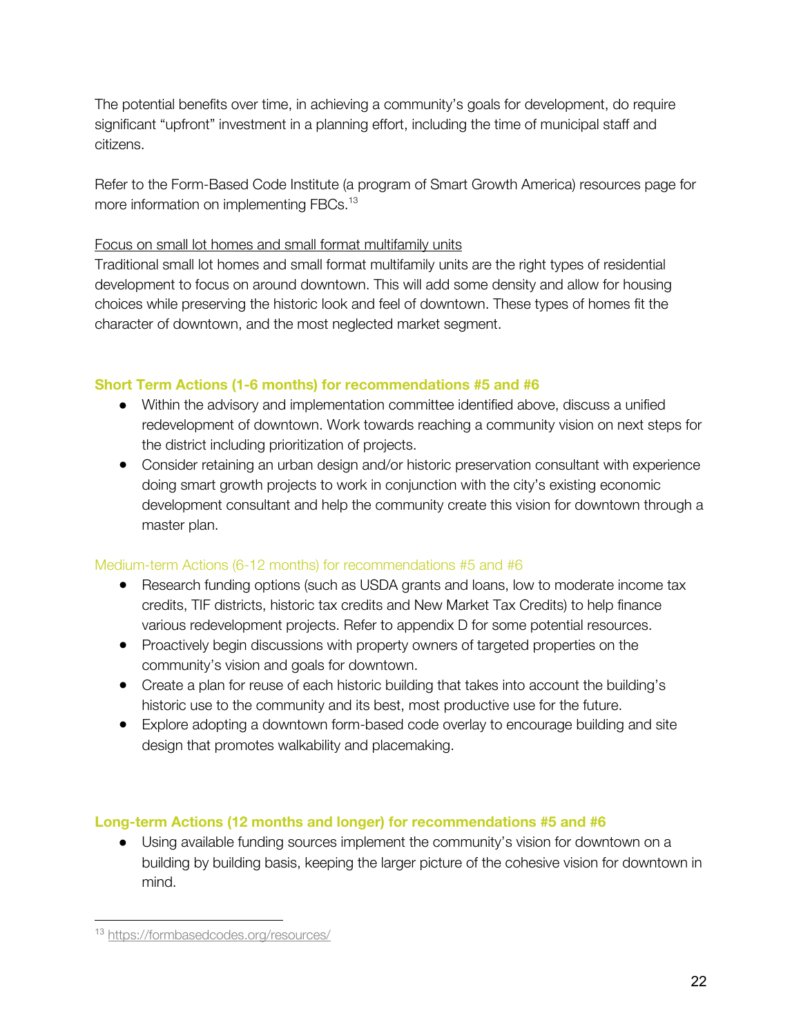The potential benefits over time, in achieving a community's goals for development, do require significant "upfront" investment in a planning effort, including the time of municipal staff and citizens.

Refer to the Form-Based Code Institute (a program of Smart Growth America) resources page for more information on implementing FBCs.[13]

Focus on small lot homes and small format multifamily units

Traditional small lot homes and small format multifamily units are the right types of residential development to focus on around downtown. This will add some density and allow for housing choices while preserving the historic look and feel of downtown. These types of homes fit the character of downtown, and the most neglected market segment.

### Short Term Actions (1-6 months) for recommendations #5 and #6

- Within the advisory and implementation committee identified above, discuss a unified redevelopment of downtown. Work towards reaching a community vision on next steps for the district including prioritization of projects.
- Consider retaining an urban design and/or historic preservation consultant with experience doing smart growth projects to work in conjunction with the city's existing economic development consultant and help the community create this vision for downtown through a master plan.

### Medium-term Actions (6-12 months) for recommendations #5 and #6

- Research funding options (such as USDA grants and loans, low to moderate income tax credits, TIF districts, historic tax credits and New Market Tax Credits) to help finance various redevelopment projects. Refer to appendix D for some potential resources.
- Proactively begin discussions with property owners of targeted properties on the community's vision and goals for downtown.
- Create a plan for reuse of each historic building that takes into account the building's historic use to the community and its best, most productive use for the future.
- Explore adopting a downtown form-based code overlay to encourage building and site design that promotes walkability and placemaking.

### Long-term Actions (12 months and longer) for recommendations #5 and #6

- Using available funding sources implement the community's vision for downtown on a building by building basis, keeping the larger picture of the cohesive vision for downtown in mind.

[13] https://formbasedcodes.org/resources/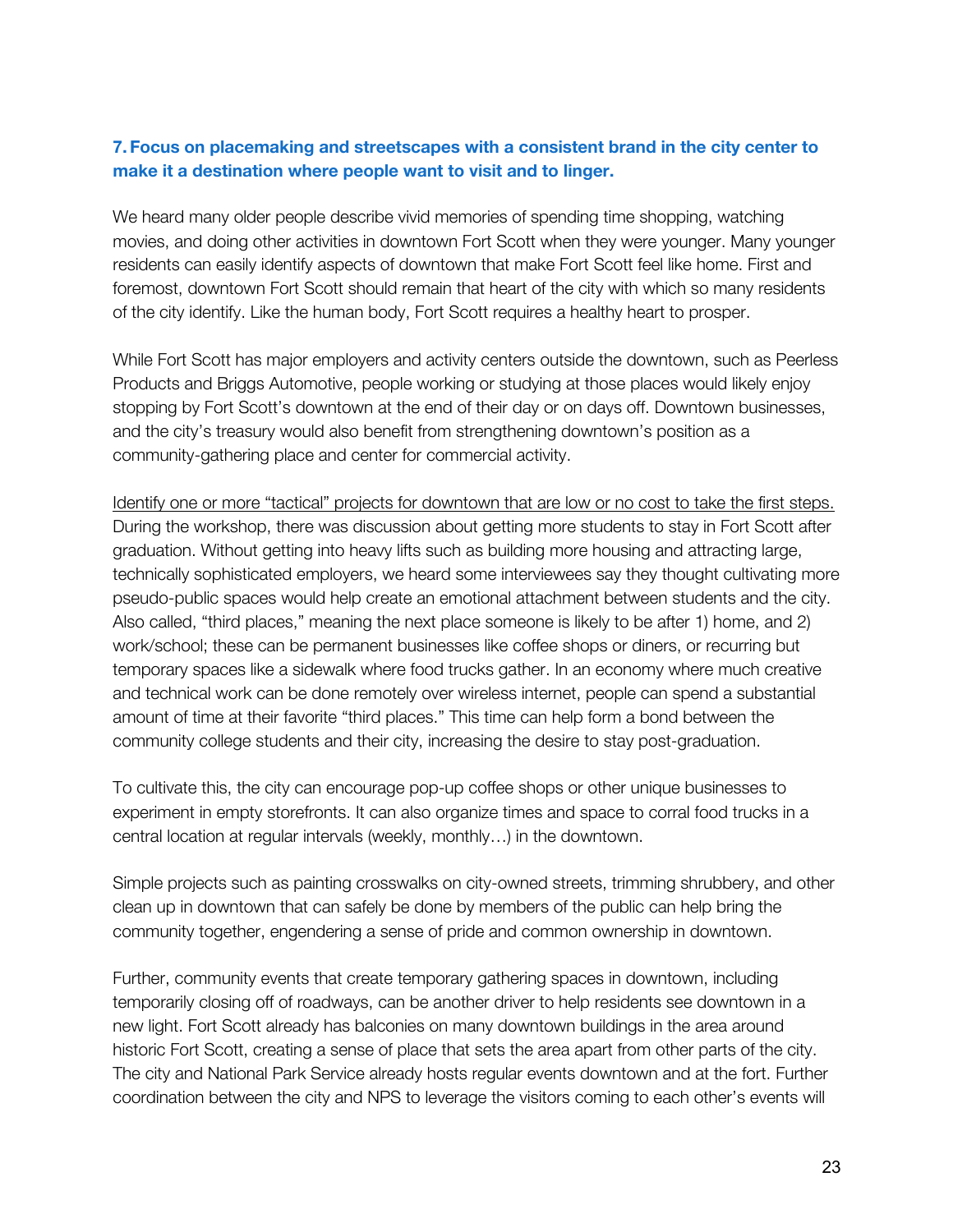### 7. Focus on placemaking and streetscapes with a consistent brand in the city center to make it a destination where people want to visit and to linger.

We heard many older people describe vivid memories of spending time shopping, watching movies, and doing other activities in downtown Fort Scott when they were younger. Many younger residents can easily identify aspects of downtown that make Fort Scott feel like home. First and foremost, downtown Fort Scott should remain that heart of the city with which so many residents of the city identify. Like the human body, Fort Scott requires a healthy heart to prosper.

While Fort Scott has major employers and activity centers outside the downtown, such as Peerless Products and Briggs Automotive, people working or studying at those places would likely enjoy stopping by Fort Scott's downtown at the end of their day or on days off. Downtown businesses, and the city's treasury would also benefit from strengthening downtown's position as a community-gathering place and center for commercial activity.

<u>Identify one or more "tactical" projects for downtown that are low or no cost to take the first steps.</u> During the workshop, there was discussion about getting more students to stay in Fort Scott after graduation. Without getting into heavy lifts such as building more housing and attracting large, technically sophisticated employers, we heard some interviewees say they thought cultivating more pseudo-public spaces would help create an emotional attachment between students and the city. Also called, "third places," meaning the next place someone is likely to be after 1) home, and 2) work/school; these can be permanent businesses like coffee shops or diners, or recurring but temporary spaces like a sidewalk where food trucks gather. In an economy where much creative and technical work can be done remotely over wireless internet, people can spend a substantial amount of time at their favorite "third places." This time can help form a bond between the community college students and their city, increasing the desire to stay post-graduation.

To cultivate this, the city can encourage pop-up coffee shops or other unique businesses to experiment in empty storefronts. It can also organize times and space to corral food trucks in a central location at regular intervals (weekly, monthly…) in the downtown.

Simple projects such as painting crosswalks on city-owned streets, trimming shrubbery, and other clean up in downtown that can safely be done by members of the public can help bring the community together, engendering a sense of pride and common ownership in downtown.

Further, community events that create temporary gathering spaces in downtown, including temporarily closing off of roadways, can be another driver to help residents see downtown in a new light. Fort Scott already has balconies on many downtown buildings in the area around historic Fort Scott, creating a sense of place that sets the area apart from other parts of the city. The city and National Park Service already hosts regular events downtown and at the fort. Further coordination between the city and NPS to leverage the visitors coming to each other's events will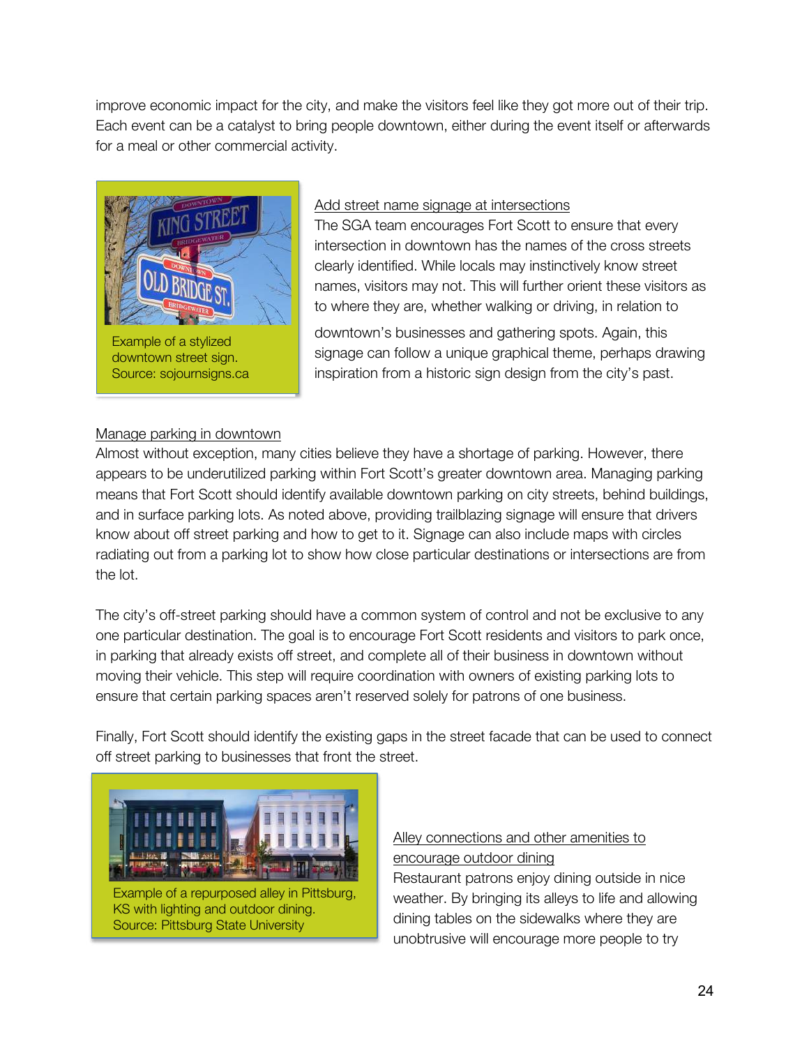improve economic impact for the city, and make the visitors feel like they got more out of their trip. Each event can be a catalyst to bring people downtown, either during the event itself or afterwards for a meal or other commercial activity.

Example of a stylized downtown street sign. Source: sojournsigns.ca

<u>Add street name signage at intersections</u>

The SGA team encourages Fort Scott to ensure that every intersection in downtown has the names of the cross streets clearly identified. While locals may instinctively know street names, visitors may not. This will further orient these visitors as to where they are, whether walking or driving, in relation to downtown's businesses and gathering spots. Again, this signage can follow a unique graphical theme, perhaps drawing inspiration from a historic sign design from the city's past.

<u>Manage parking in downtown</u>

Almost without exception, many cities believe they have a shortage of parking. However, there appears to be underutilized parking within Fort Scott's greater downtown area. Managing parking means that Fort Scott should identify available downtown parking on city streets, behind buildings, and in surface parking lots. As noted above, providing trailblazing signage will ensure that drivers know about off street parking and how to get to it. Signage can also include maps with circles radiating out from a parking lot to show how close particular destinations or intersections are from the lot.

The city's off-street parking should have a common system of control and not be exclusive to any one particular destination. The goal is to encourage Fort Scott residents and visitors to park once, in parking that already exists off street, and complete all of their business in downtown without moving their vehicle. This step will require coordination with owners of existing parking lots to ensure that certain parking spaces aren't reserved solely for patrons of one business.

Finally, Fort Scott should identify the existing gaps in the street facade that can be used to connect off street parking to businesses that front the street.

Example of a repurposed alley in Pittsburg, KS with lighting and outdoor dining. Source: Pittsburg State University

<u>Alley connections and other amenities to encourage outdoor dining</u>

Restaurant patrons enjoy dining outside in nice weather. By bringing its alleys to life and allowing dining tables on the sidewalks where they are unobtrusive will encourage more people to try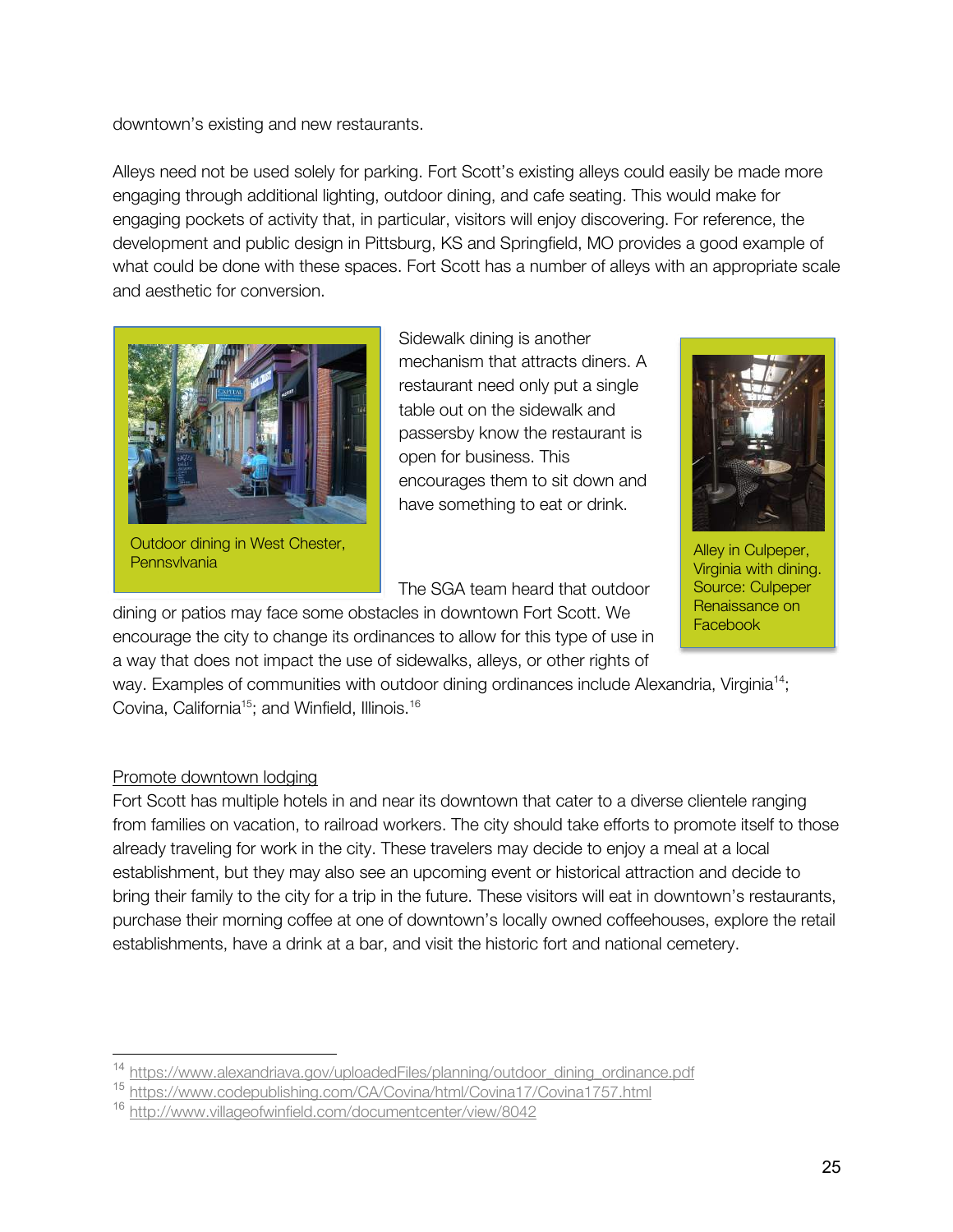downtown's existing and new restaurants.

Alleys need not be used solely for parking. Fort Scott's existing alleys could easily be made more engaging through additional lighting, outdoor dining, and cafe seating. This would make for engaging pockets of activity that, in particular, visitors will enjoy discovering. For reference, the development and public design in Pittsburg, KS and Springfield, MO provides a good example of what could be done with these spaces. Fort Scott has a number of alleys with an appropriate scale and aesthetic for conversion.

Outdoor dining in West Chester, Pennsvlvania

Sidewalk dining is another mechanism that attracts diners. A restaurant need only put a single table out on the sidewalk and passersby know the restaurant is open for business. This encourages them to sit down and have something to eat or drink.

Alley in Culpeper, Virginia with dining. Source: Culpeper Renaissance on Facebook

The SGA team heard that outdoor dining or patios may face some obstacles in downtown Fort Scott. We encourage the city to change its ordinances to allow for this type of use in a way that does not impact the use of sidewalks, alleys, or other rights of way. Examples of communities with outdoor dining ordinances include Alexandria, Virginia[14]; Covina, California[15]; and Winfield, Illinois.[16]

<u>Promote downtown lodging</u>

Fort Scott has multiple hotels in and near its downtown that cater to a diverse clientele ranging from families on vacation, to railroad workers. The city should take efforts to promote itself to those already traveling for work in the city. These travelers may decide to enjoy a meal at a local establishment, but they may also see an upcoming event or historical attraction and decide to bring their family to the city for a trip in the future. These visitors will eat in downtown's restaurants, purchase their morning coffee at one of downtown's locally owned coffeehouses, explore the retail establishments, have a drink at a bar, and visit the historic fort and national cemetery.

---

[14] https://www.alexandriava.gov/uploadedFiles/planning/outdoor_dining_ordinance.pdf

[15] https://www.codepublishing.com/CA/Covina/html/Covina17/Covina1757.html

[16] http://www.villageofwinfield.com/documentcenter/view/8042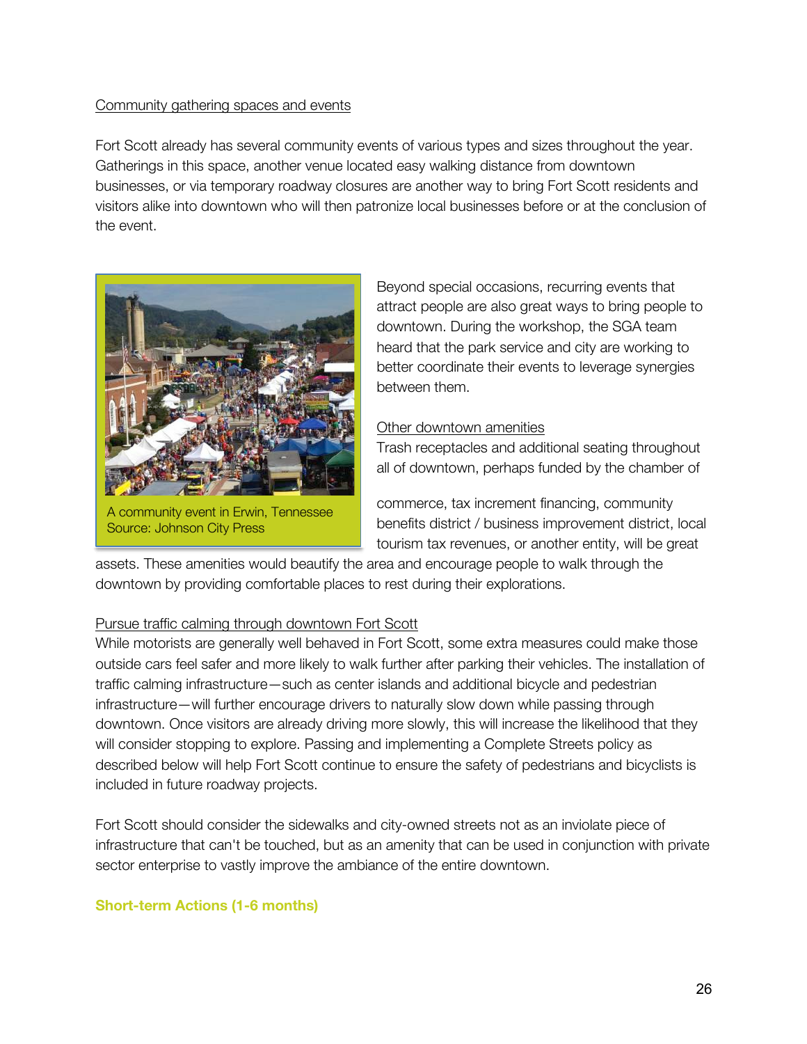Community gathering spaces and events

Fort Scott already has several community events of various types and sizes throughout the year. Gatherings in this space, another venue located easy walking distance from downtown businesses, or via temporary roadway closures are another way to bring Fort Scott residents and visitors alike into downtown who will then patronize local businesses before or at the conclusion of the event.

A community event in Erwin, Tennessee
Source: Johnson City Press

Beyond special occasions, recurring events that attract people are also great ways to bring people to downtown. During the workshop, the SGA team heard that the park service and city are working to better coordinate their events to leverage synergies between them.

Other downtown amenities

Trash receptacles and additional seating throughout all of downtown, perhaps funded by the chamber of commerce, tax increment financing, community benefits district / business improvement district, local tourism tax revenues, or another entity, will be great assets. These amenities would beautify the area and encourage people to walk through the downtown by providing comfortable places to rest during their explorations.

Pursue traffic calming through downtown Fort Scott

While motorists are generally well behaved in Fort Scott, some extra measures could make those outside cars feel safer and more likely to walk further after parking their vehicles. The installation of traffic calming infrastructure—such as center islands and additional bicycle and pedestrian infrastructure—will further encourage drivers to naturally slow down while passing through downtown. Once visitors are already driving more slowly, this will increase the likelihood that they will consider stopping to explore. Passing and implementing a Complete Streets policy as described below will help Fort Scott continue to ensure the safety of pedestrians and bicyclists is included in future roadway projects.

Fort Scott should consider the sidewalks and city-owned streets not as an inviolate piece of infrastructure that can't be touched, but as an amenity that can be used in conjunction with private sector enterprise to vastly improve the ambiance of the entire downtown.

**Short-term Actions (1-6 months)**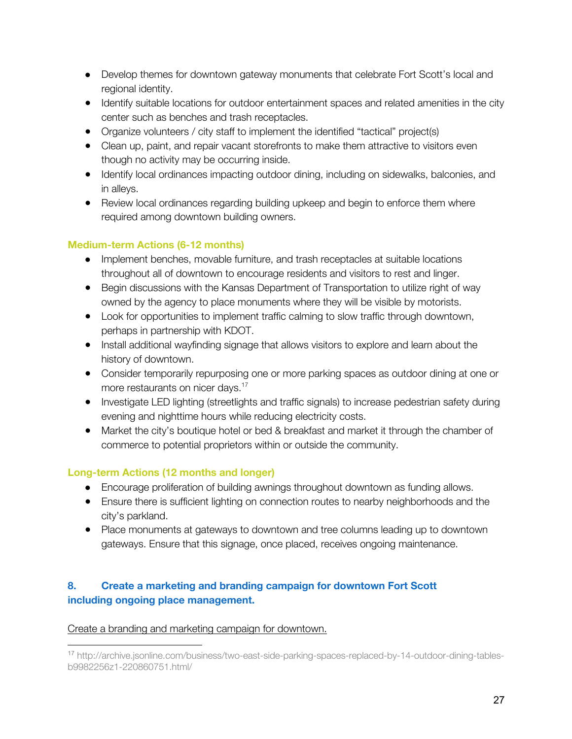- Develop themes for downtown gateway monuments that celebrate Fort Scott's local and regional identity.
- Identify suitable locations for outdoor entertainment spaces and related amenities in the city center such as benches and trash receptacles.
- Organize volunteers / city staff to implement the identified "tactical" project(s)
- Clean up, paint, and repair vacant storefronts to make them attractive to visitors even though no activity may be occurring inside.
- Identify local ordinances impacting outdoor dining, including on sidewalks, balconies, and in alleys.
- Review local ordinances regarding building upkeep and begin to enforce them where required among downtown building owners.

### Medium-term Actions (6-12 months)

- Implement benches, movable furniture, and trash receptacles at suitable locations throughout all of downtown to encourage residents and visitors to rest and linger.
- Begin discussions with the Kansas Department of Transportation to utilize right of way owned by the agency to place monuments where they will be visible by motorists.
- Look for opportunities to implement traffic calming to slow traffic through downtown, perhaps in partnership with KDOT.
- Install additional wayfinding signage that allows visitors to explore and learn about the history of downtown.
- Consider temporarily repurposing one or more parking spaces as outdoor dining at one or more restaurants on nicer days.[17]
- Investigate LED lighting (streetlights and traffic signals) to increase pedestrian safety during evening and nighttime hours while reducing electricity costs.
- Market the city's boutique hotel or bed & breakfast and market it through the chamber of commerce to potential proprietors within or outside the community.

### Long-term Actions (12 months and longer)

- Encourage proliferation of building awnings throughout downtown as funding allows.
- Ensure there is sufficient lighting on connection routes to nearby neighborhoods and the city's parkland.
- Place monuments at gateways to downtown and tree columns leading up to downtown gateways. Ensure that this signage, once placed, receives ongoing maintenance.

## 8. Create a marketing and branding campaign for downtown Fort Scott including ongoing place management.

Create a branding and marketing campaign for downtown.

---

[17] http://archive.jsonline.com/business/two-east-side-parking-spaces-replaced-by-14-outdoor-dining-tables-b9982256z1-220860751.html/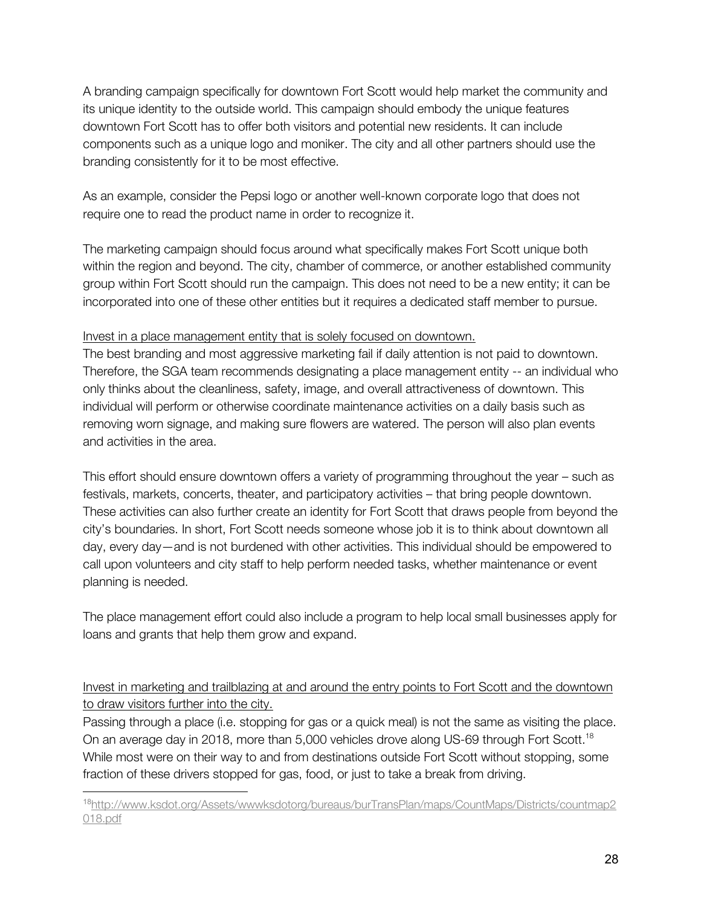A branding campaign specifically for downtown Fort Scott would help market the community and its unique identity to the outside world. This campaign should embody the unique features downtown Fort Scott has to offer both visitors and potential new residents. It can include components such as a unique logo and moniker. The city and all other partners should use the branding consistently for it to be most effective.

As an example, consider the Pepsi logo or another well-known corporate logo that does not require one to read the product name in order to recognize it.

The marketing campaign should focus around what specifically makes Fort Scott unique both within the region and beyond. The city, chamber of commerce, or another established community group within Fort Scott should run the campaign. This does not need to be a new entity; it can be incorporated into one of these other entities but it requires a dedicated staff member to pursue.

<u>Invest in a place management entity that is solely focused on downtown.</u>

The best branding and most aggressive marketing fail if daily attention is not paid to downtown. Therefore, the SGA team recommends designating a place management entity -- an individual who only thinks about the cleanliness, safety, image, and overall attractiveness of downtown. This individual will perform or otherwise coordinate maintenance activities on a daily basis such as removing worn signage, and making sure flowers are watered. The person will also plan events and activities in the area.

This effort should ensure downtown offers a variety of programming throughout the year – such as festivals, markets, concerts, theater, and participatory activities – that bring people downtown. These activities can also further create an identity for Fort Scott that draws people from beyond the city's boundaries. In short, Fort Scott needs someone whose job it is to think about downtown all day, every day—and is not burdened with other activities. This individual should be empowered to call upon volunteers and city staff to help perform needed tasks, whether maintenance or event planning is needed.

The place management effort could also include a program to help local small businesses apply for loans and grants that help them grow and expand.

<u>Invest in marketing and trailblazing at and around the entry points to Fort Scott and the downtown to draw visitors further into the city.</u>

Passing through a place (i.e. stopping for gas or a quick meal) is not the same as visiting the place. On an average day in 2018, more than 5,000 vehicles drove along US-69 through Fort Scott.[18] While most were on their way to and from destinations outside Fort Scott without stopping, some fraction of these drivers stopped for gas, food, or just to take a break from driving.

---

[18] http://www.ksdot.org/Assets/wwwksdotorg/bureaus/burTransPlan/maps/CountMaps/Districts/countmap2018.pdf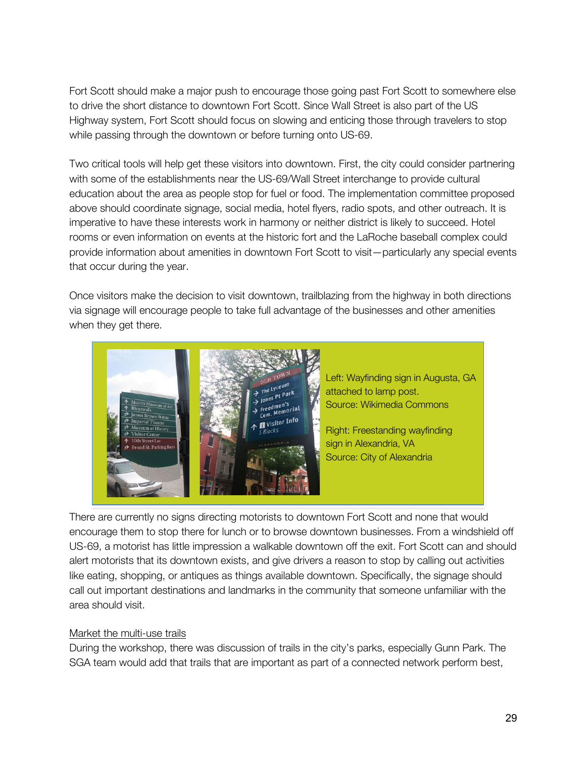Fort Scott should make a major push to encourage those going past Fort Scott to somewhere else to drive the short distance to downtown Fort Scott. Since Wall Street is also part of the US Highway system, Fort Scott should focus on slowing and enticing those through travelers to stop while passing through the downtown or before turning onto US-69.

Two critical tools will help get these visitors into downtown. First, the city could consider partnering with some of the establishments near the US-69/Wall Street interchange to provide cultural education about the area as people stop for fuel or food. The implementation committee proposed above should coordinate signage, social media, hotel flyers, radio spots, and other outreach. It is imperative to have these interests work in harmony or neither district is likely to succeed. Hotel rooms or even information on events at the historic fort and the LaRoche baseball complex could provide information about amenities in downtown Fort Scott to visit—particularly any special events that occur during the year.

Once visitors make the decision to visit downtown, trailblazing from the highway in both directions via signage will encourage people to take full advantage of the businesses and other amenities when they get there.

Left: Wayfinding sign in Augusta, GA attached to lamp post.
Source: Wikimedia Commons

Right: Freestanding wayfinding sign in Alexandria, VA
Source: City of Alexandria

There are currently no signs directing motorists to downtown Fort Scott and none that would encourage them to stop there for lunch or to browse downtown businesses. From a windshield off US-69, a motorist has little impression a walkable downtown off the exit. Fort Scott can and should alert motorists that its downtown exists, and give drivers a reason to stop by calling out activities like eating, shopping, or antiques as things available downtown. Specifically, the signage should call out important destinations and landmarks in the community that someone unfamiliar with the area should visit.

Market the multi-use trails

During the workshop, there was discussion of trails in the city's parks, especially Gunn Park. The SGA team would add that trails that are important as part of a connected network perform best,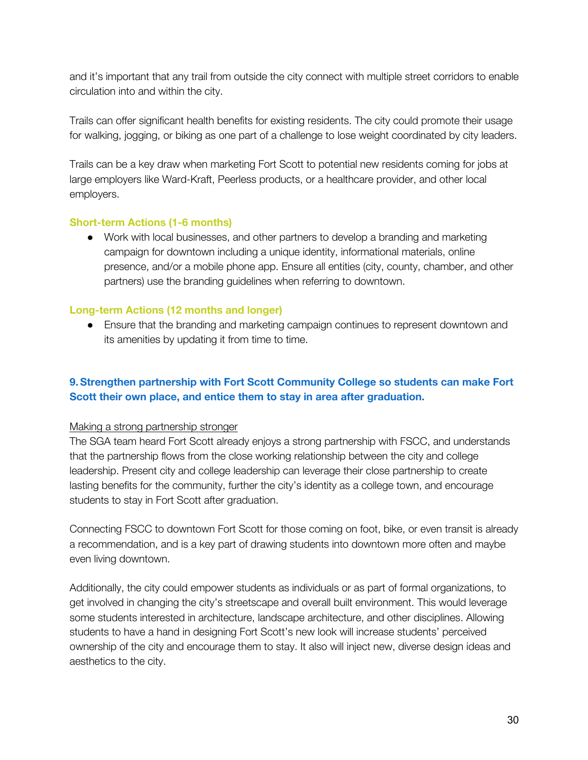and it's important that any trail from outside the city connect with multiple street corridors to enable circulation into and within the city.

Trails can offer significant health benefits for existing residents. The city could promote their usage for walking, jogging, or biking as one part of a challenge to lose weight coordinated by city leaders.

Trails can be a key draw when marketing Fort Scott to potential new residents coming for jobs at large employers like Ward-Kraft, Peerless products, or a healthcare provider, and other local employers.

#### Short-term Actions (1-6 months)

- Work with local businesses, and other partners to develop a branding and marketing campaign for downtown including a unique identity, informational materials, online presence, and/or a mobile phone app. Ensure all entities (city, county, chamber, and other partners) use the branding guidelines when referring to downtown.

#### Long-term Actions (12 months and longer)

- Ensure that the branding and marketing campaign continues to represent downtown and its amenities by updating it from time to time.

### 9. Strengthen partnership with Fort Scott Community College so students can make Fort Scott their own place, and entice them to stay in area after graduation.

<u>Making a strong partnership stronger</u>

The SGA team heard Fort Scott already enjoys a strong partnership with FSCC, and understands that the partnership flows from the close working relationship between the city and college leadership. Present city and college leadership can leverage their close partnership to create lasting benefits for the community, further the city's identity as a college town, and encourage students to stay in Fort Scott after graduation.

Connecting FSCC to downtown Fort Scott for those coming on foot, bike, or even transit is already a recommendation, and is a key part of drawing students into downtown more often and maybe even living downtown.

Additionally, the city could empower students as individuals or as part of formal organizations, to get involved in changing the city's streetscape and overall built environment. This would leverage some students interested in architecture, landscape architecture, and other disciplines. Allowing students to have a hand in designing Fort Scott's new look will increase students' perceived ownership of the city and encourage them to stay. It also will inject new, diverse design ideas and aesthetics to the city.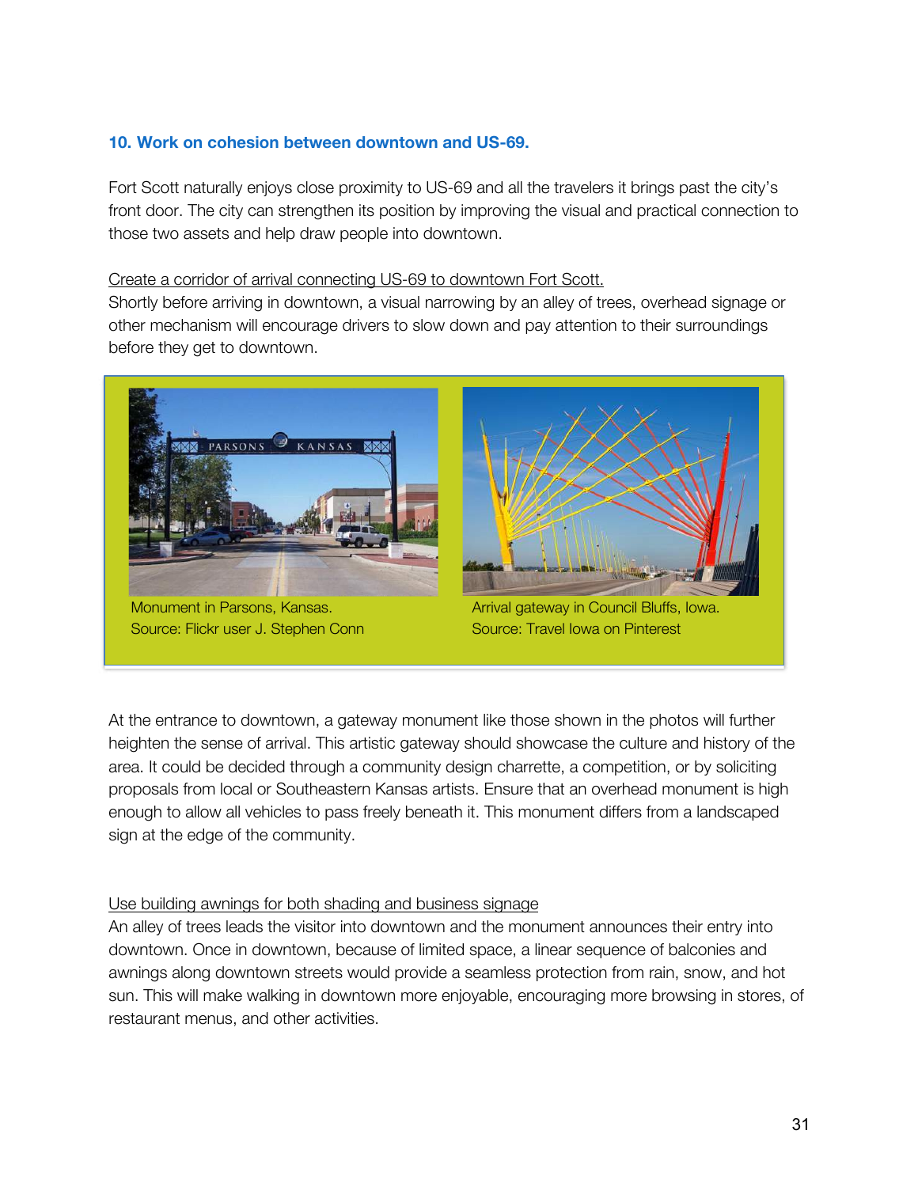### 10. Work on cohesion between downtown and US-69.

Fort Scott naturally enjoys close proximity to US-69 and all the travelers it brings past the city's front door. The city can strengthen its position by improving the visual and practical connection to those two assets and help draw people into downtown.

Create a corridor of arrival connecting US-69 to downtown Fort Scott.
Shortly before arriving in downtown, a visual narrowing by an alley of trees, overhead signage or other mechanism will encourage drivers to slow down and pay attention to their surroundings before they get to downtown.

Monument in Parsons, Kansas.
Source: Flickr user J. Stephen Conn

Arrival gateway in Council Bluffs, Iowa.
Source: Travel Iowa on Pinterest

At the entrance to downtown, a gateway monument like those shown in the photos will further heighten the sense of arrival. This artistic gateway should showcase the culture and history of the area. It could be decided through a community design charrette, a competition, or by soliciting proposals from local or Southeastern Kansas artists. Ensure that an overhead monument is high enough to allow all vehicles to pass freely beneath it. This monument differs from a landscaped sign at the edge of the community.

Use building awnings for both shading and business signage
An alley of trees leads the visitor into downtown and the monument announces their entry into downtown. Once in downtown, because of limited space, a linear sequence of balconies and awnings along downtown streets would provide a seamless protection from rain, snow, and hot sun. This will make walking in downtown more enjoyable, encouraging more browsing in stores, of restaurant menus, and other activities.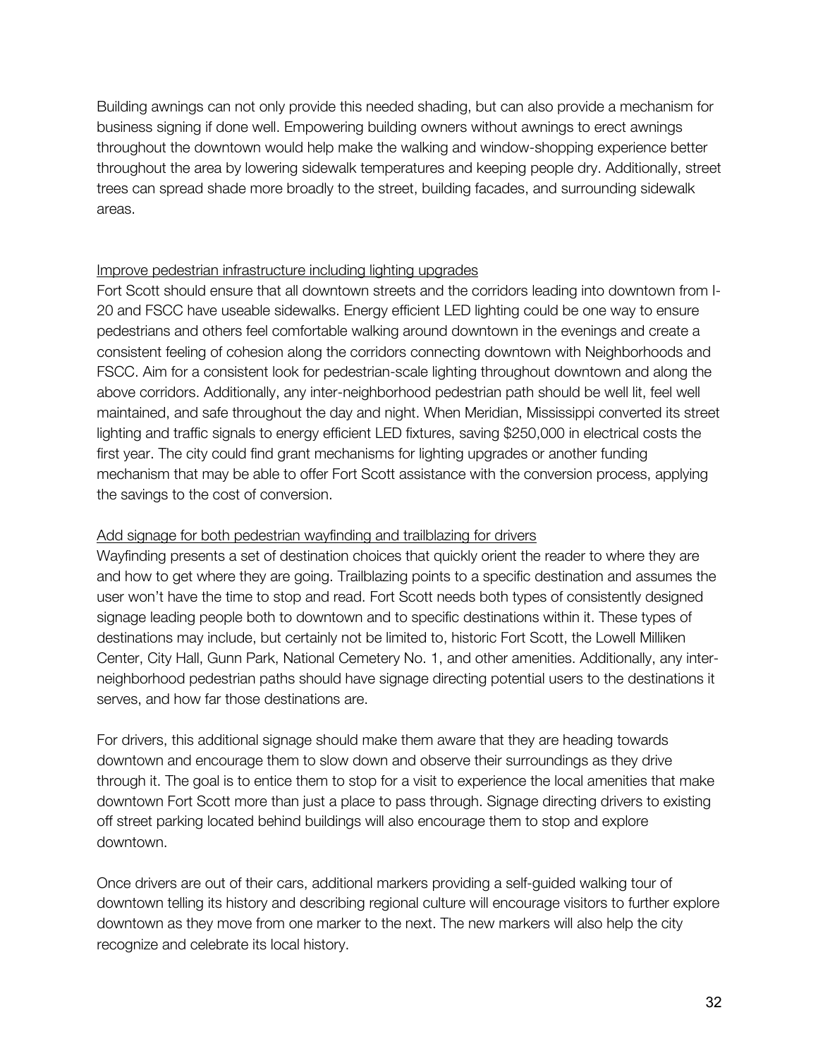Building awnings can not only provide this needed shading, but can also provide a mechanism for business signing if done well. Empowering building owners without awnings to erect awnings throughout the downtown would help make the walking and window-shopping experience better throughout the area by lowering sidewalk temperatures and keeping people dry. Additionally, street trees can spread shade more broadly to the street, building facades, and surrounding sidewalk areas.

<u>Improve pedestrian infrastructure including lighting upgrades</u>

Fort Scott should ensure that all downtown streets and the corridors leading into downtown from I-20 and FSCC have useable sidewalks. Energy efficient LED lighting could be one way to ensure pedestrians and others feel comfortable walking around downtown in the evenings and create a consistent feeling of cohesion along the corridors connecting downtown with Neighborhoods and FSCC. Aim for a consistent look for pedestrian-scale lighting throughout downtown and along the above corridors. Additionally, any inter-neighborhood pedestrian path should be well lit, feel well maintained, and safe throughout the day and night. When Meridian, Mississippi converted its street lighting and traffic signals to energy efficient LED fixtures, saving $250,000 in electrical costs the first year. The city could find grant mechanisms for lighting upgrades or another funding mechanism that may be able to offer Fort Scott assistance with the conversion process, applying the savings to the cost of conversion.

<u>Add signage for both pedestrian wayfinding and trailblazing for drivers</u>

Wayfinding presents a set of destination choices that quickly orient the reader to where they are and how to get where they are going. Trailblazing points to a specific destination and assumes the user won't have the time to stop and read. Fort Scott needs both types of consistently designed signage leading people both to downtown and to specific destinations within it. These types of destinations may include, but certainly not be limited to, historic Fort Scott, the Lowell Milliken Center, City Hall, Gunn Park, National Cemetery No. 1, and other amenities. Additionally, any inter-neighborhood pedestrian paths should have signage directing potential users to the destinations it serves, and how far those destinations are.

For drivers, this additional signage should make them aware that they are heading towards downtown and encourage them to slow down and observe their surroundings as they drive through it. The goal is to entice them to stop for a visit to experience the local amenities that make downtown Fort Scott more than just a place to pass through. Signage directing drivers to existing off street parking located behind buildings will also encourage them to stop and explore downtown.

Once drivers are out of their cars, additional markers providing a self-guided walking tour of downtown telling its history and describing regional culture will encourage visitors to further explore downtown as they move from one marker to the next. The new markers will also help the city recognize and celebrate its local history.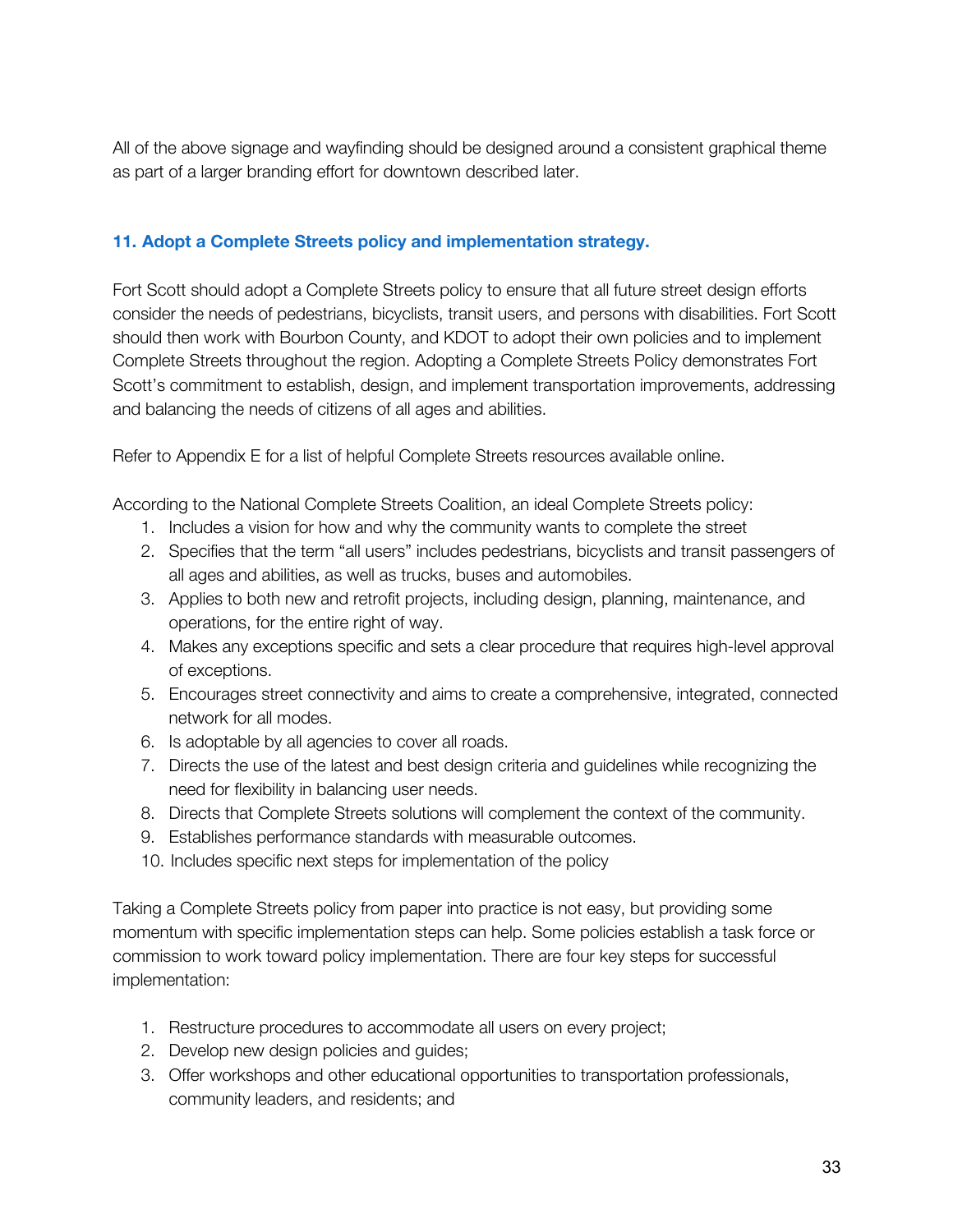All of the above signage and wayfinding should be designed around a consistent graphical theme as part of a larger branding effort for downtown described later.

### 11. Adopt a Complete Streets policy and implementation strategy.

Fort Scott should adopt a Complete Streets policy to ensure that all future street design efforts consider the needs of pedestrians, bicyclists, transit users, and persons with disabilities. Fort Scott should then work with Bourbon County, and KDOT to adopt their own policies and to implement Complete Streets throughout the region. Adopting a Complete Streets Policy demonstrates Fort Scott's commitment to establish, design, and implement transportation improvements, addressing and balancing the needs of citizens of all ages and abilities.

Refer to Appendix E for a list of helpful Complete Streets resources available online.

According to the National Complete Streets Coalition, an ideal Complete Streets policy:

1. Includes a vision for how and why the community wants to complete the street
2. Specifies that the term "all users" includes pedestrians, bicyclists and transit passengers of all ages and abilities, as well as trucks, buses and automobiles.
3. Applies to both new and retrofit projects, including design, planning, maintenance, and operations, for the entire right of way.
4. Makes any exceptions specific and sets a clear procedure that requires high-level approval of exceptions.
5. Encourages street connectivity and aims to create a comprehensive, integrated, connected network for all modes.
6. Is adoptable by all agencies to cover all roads.
7. Directs the use of the latest and best design criteria and guidelines while recognizing the need for flexibility in balancing user needs.
8. Directs that Complete Streets solutions will complement the context of the community.
9. Establishes performance standards with measurable outcomes.
10. Includes specific next steps for implementation of the policy

Taking a Complete Streets policy from paper into practice is not easy, but providing some momentum with specific implementation steps can help. Some policies establish a task force or commission to work toward policy implementation. There are four key steps for successful implementation:

1. Restructure procedures to accommodate all users on every project;
2. Develop new design policies and guides;
3. Offer workshops and other educational opportunities to transportation professionals, community leaders, and residents; and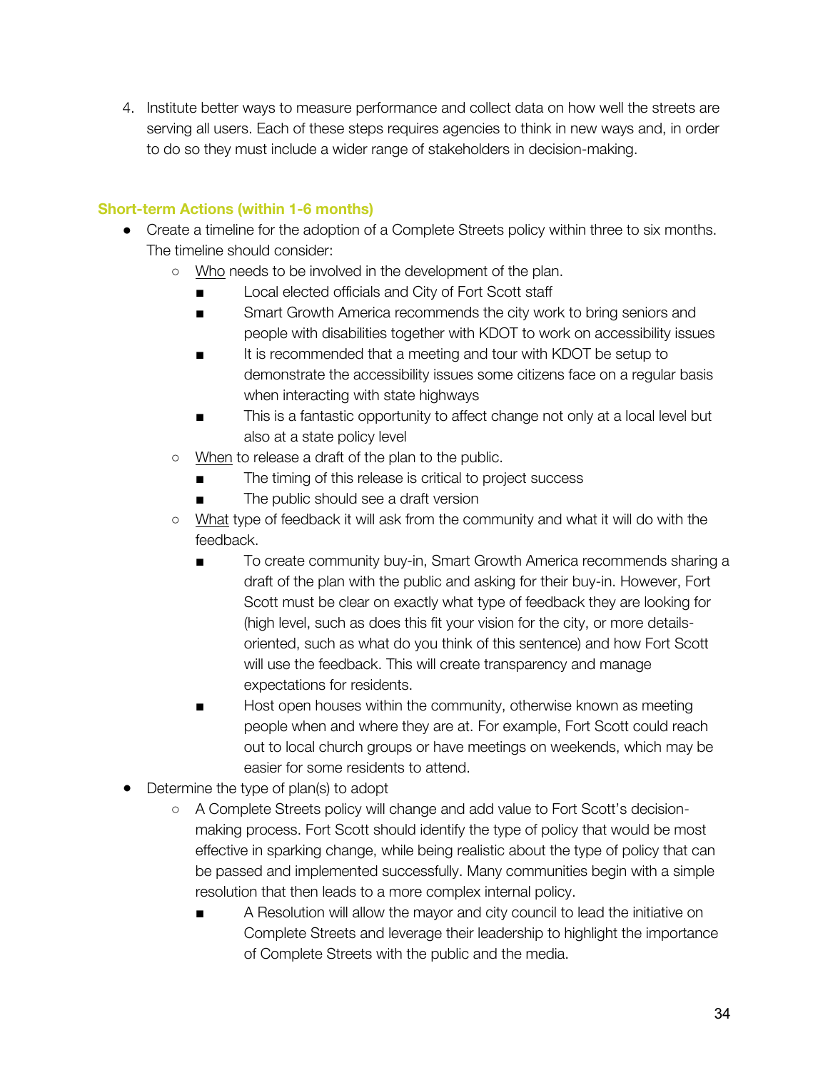4. Institute better ways to measure performance and collect data on how well the streets are serving all users. Each of these steps requires agencies to think in new ways and, in order to do so they must include a wider range of stakeholders in decision-making.

### Short-term Actions (within 1-6 months)

- Create a timeline for the adoption of a Complete Streets policy within three to six months. The timeline should consider:
  - Who needs to be involved in the development of the plan.
    - Local elected officials and City of Fort Scott staff
    - Smart Growth America recommends the city work to bring seniors and people with disabilities together with KDOT to work on accessibility issues
    - It is recommended that a meeting and tour with KDOT be setup to demonstrate the accessibility issues some citizens face on a regular basis when interacting with state highways
    - This is a fantastic opportunity to affect change not only at a local level but also at a state policy level
  - When to release a draft of the plan to the public.
    - The timing of this release is critical to project success
    - The public should see a draft version
  - What type of feedback it will ask from the community and what it will do with the feedback.
    - To create community buy-in, Smart Growth America recommends sharing a draft of the plan with the public and asking for their buy-in. However, Fort Scott must be clear on exactly what type of feedback they are looking for (high level, such as does this fit your vision for the city, or more details-oriented, such as what do you think of this sentence) and how Fort Scott will use the feedback. This will create transparency and manage expectations for residents.
    - Host open houses within the community, otherwise known as meeting people when and where they are at. For example, Fort Scott could reach out to local church groups or have meetings on weekends, which may be easier for some residents to attend.
- Determine the type of plan(s) to adopt
  - A Complete Streets policy will change and add value to Fort Scott's decision-making process. Fort Scott should identify the type of policy that would be most effective in sparking change, while being realistic about the type of policy that can be passed and implemented successfully. Many communities begin with a simple resolution that then leads to a more complex internal policy.
    - A Resolution will allow the mayor and city council to lead the initiative on Complete Streets and leverage their leadership to highlight the importance of Complete Streets with the public and the media.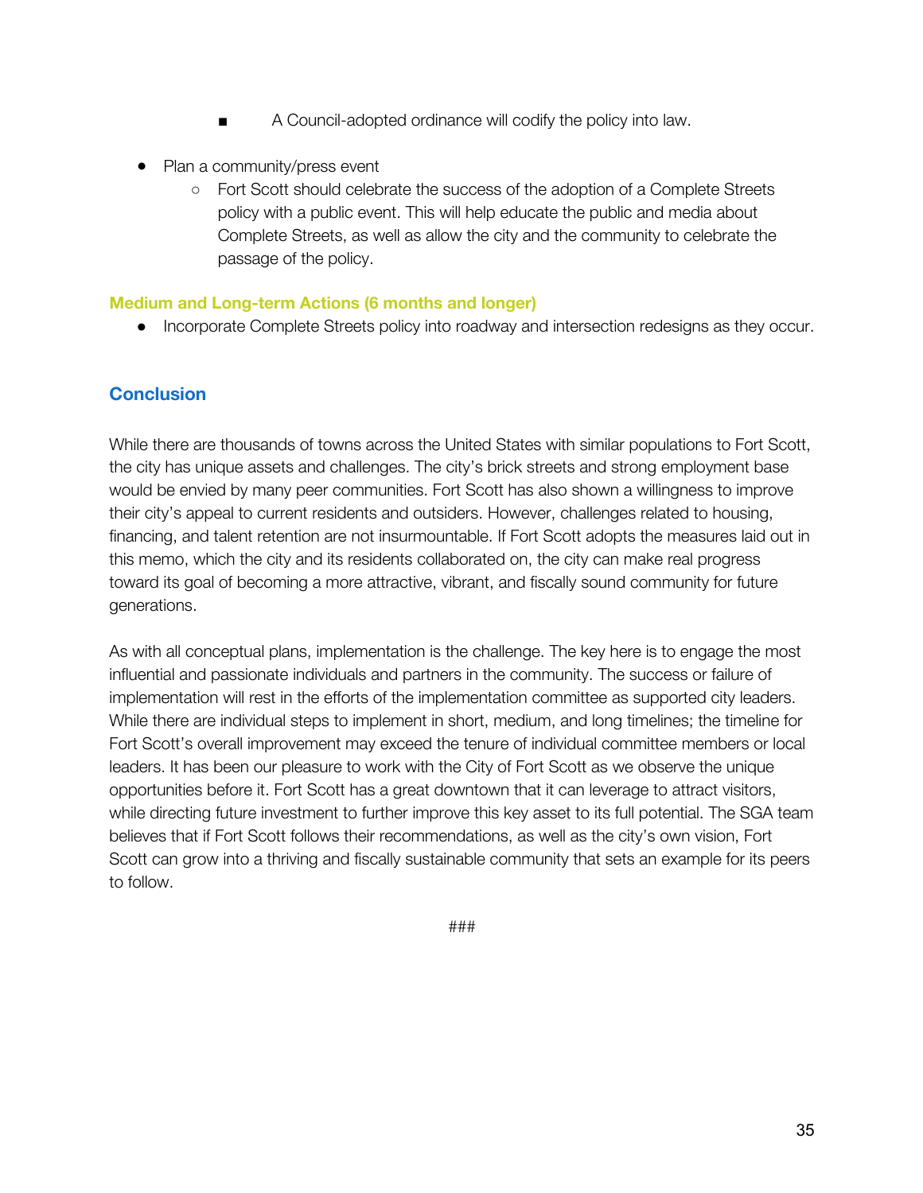- A Council-adopted ordinance will codify the policy into law.

- Plan a community/press event
    - Fort Scott should celebrate the success of the adoption of a Complete Streets policy with a public event. This will help educate the public and media about Complete Streets, as well as allow the city and the community to celebrate the passage of the policy.

### Medium and Long-term Actions (6 months and longer)

- Incorporate Complete Streets policy into roadway and intersection redesigns as they occur.

## Conclusion

While there are thousands of towns across the United States with similar populations to Fort Scott, the city has unique assets and challenges. The city's brick streets and strong employment base would be envied by many peer communities. Fort Scott has also shown a willingness to improve their city's appeal to current residents and outsiders. However, challenges related to housing, financing, and talent retention are not insurmountable. If Fort Scott adopts the measures laid out in this memo, which the city and its residents collaborated on, the city can make real progress toward its goal of becoming a more attractive, vibrant, and fiscally sound community for future generations.

As with all conceptual plans, implementation is the challenge. The key here is to engage the most influential and passionate individuals and partners in the community. The success or failure of implementation will rest in the efforts of the implementation committee as supported city leaders. While there are individual steps to implement in short, medium, and long timelines; the timeline for Fort Scott's overall improvement may exceed the tenure of individual committee members or local leaders. It has been our pleasure to work with the City of Fort Scott as we observe the unique opportunities before it. Fort Scott has a great downtown that it can leverage to attract visitors, while directing future investment to further improve this key asset to its full potential. The SGA team believes that if Fort Scott follows their recommendations, as well as the city's own vision, Fort Scott can grow into a thriving and fiscally sustainable community that sets an example for its peers to follow.

###